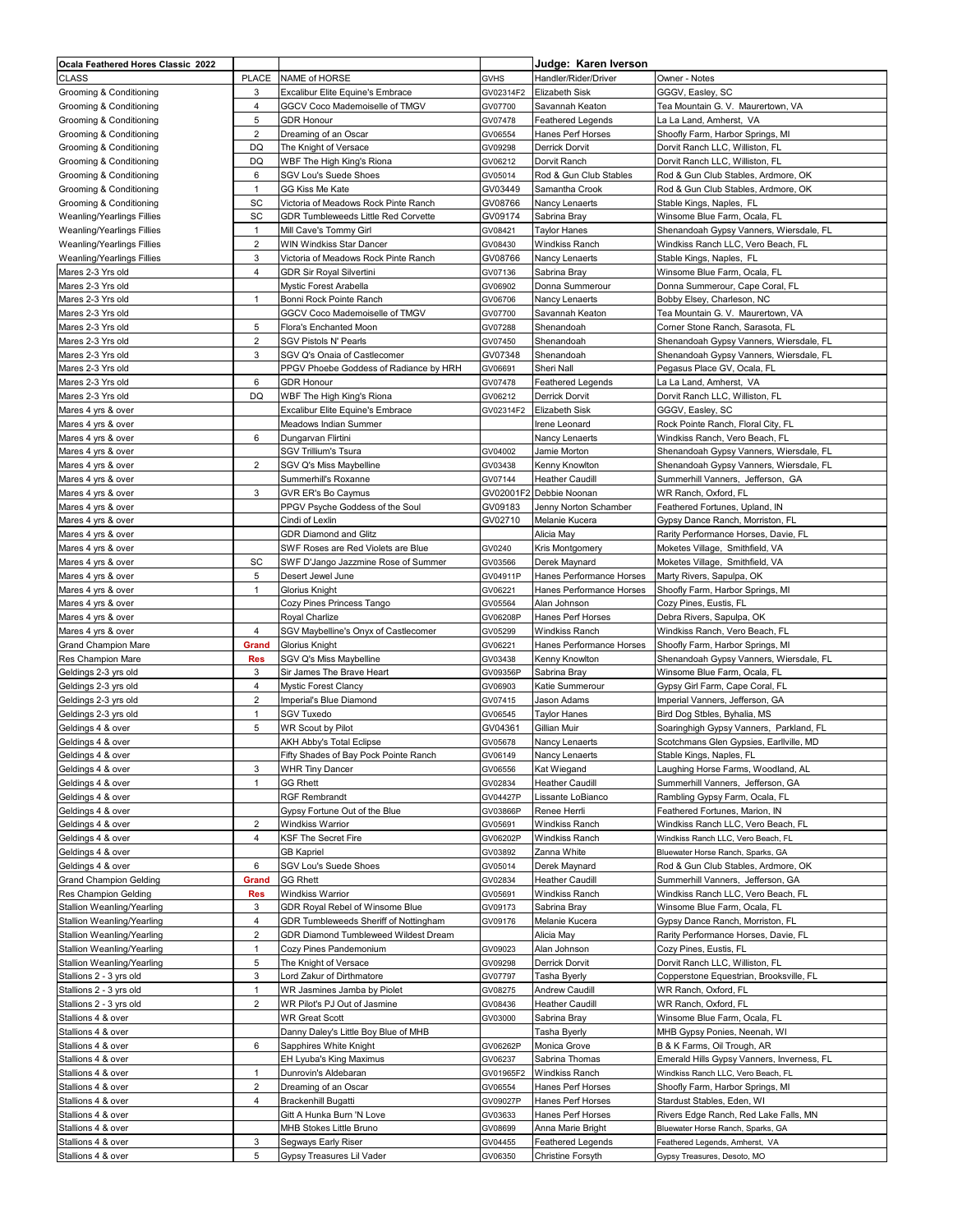| Ocala Feathered Hores Classic 2022 | | | | Judge: Karen Iverson | |
|---|---|---|---|---|---|
| CLASS | PLACE | NAME of HORSE | GVHS | Handler/Rider/Driver | Owner - Notes |
| Grooming & Conditioning | 3 | Excalibur Elite Equine's Embrace | GV02314F2 | Elizabeth Sisk | GGGV, Easley, SC |
| Grooming & Conditioning | 4 | GGCV Coco Mademoiselle of TMGV | GV07700 | Savannah Keaton | Tea Mountain G. V. Maurertown, VA |
| Grooming & Conditioning | 5 | GDR Honour | GV07478 | Feathered Legends | La La Land, Amherst, VA |
| Grooming & Conditioning | 2 | Dreaming of an Oscar | GV06554 | Hanes Perf Horses | Shoofly Farm, Harbor Springs, MI |
| Grooming & Conditioning | DQ | The Knight of Versace | GV09298 | Derrick Dorvit | Dorvit Ranch LLC, Williston, FL |
| Grooming & Conditioning | DQ | WBF The High King's Riona | GV06212 | Dorvit Ranch | Dorvit Ranch LLC, Williston, FL |
| Grooming & Conditioning | 6 | SGV Lou's Suede Shoes | GV05014 | Rod & Gun Club Stables | Rod & Gun Club Stables, Ardmore, OK |
| Grooming & Conditioning | 1 | GG Kiss Me Kate | GV03449 | Samantha Crook | Rod & Gun Club Stables, Ardmore, OK |
| Grooming & Conditioning | SC | Victoria of Meadows Rock Pinte Ranch | GV08766 | Nancy Lenaerts | Stable Kings, Naples, FL |
| Weanling/Yearlings Fillies | SC | GDR Tumbleweeds Little Red Corvette | GV09174 | Sabrina Bray | Winsome Blue Farm, Ocala, FL |
| Weanling/Yearlings Fillies | 1 | Mill Cave's Tommy Girl | GV08421 | Taylor Hanes | Shenandoah Gypsy Vanners, Wiersdale, FL |
| Weanling/Yearlings Fillies | 2 | WIN Windkiss Star Dancer | GV08430 | Windkiss Ranch | Windkiss Ranch LLC, Vero Beach, FL |
| Weanling/Yearlings Fillies | 3 | Victoria of Meadows Rock Pinte Ranch | GV08766 | Nancy Lenaerts | Stable Kings, Naples, FL |
| Mares 2-3 Yrs old | 4 | GDR Sir Royal Silvertini | GV07136 | Sabrina Bray | Winsome Blue Farm, Ocala, FL |
| Mares 2-3 Yrs old | | Mystic Forest Arabella | GV06902 | Donna Summerour | Donna Summerour, Cape Coral, FL |
| Mares 2-3 Yrs old | 1 | Bonni Rock Pointe Ranch | GV06706 | Nancy Lenaerts | Bobby Elsey, Charleson, NC |
| Mares 2-3 Yrs old | | GGCV Coco Mademoiselle of TMGV | GV07700 | Savannah Keaton | Tea Mountain G. V. Maurertown, VA |
| Mares 2-3 Yrs old | 5 | Flora's Enchanted Moon | GV07288 | Shenandoah | Corner Stone Ranch, Sarasota, FL |
| Mares 2-3 Yrs old | 2 | SGV Pistols N' Pearls | GV07450 | Shenandoah | Shenandoah Gypsy Vanners, Wiersdale, FL |
| Mares 2-3 Yrs old | 3 | SGV Q's Onaia of Castlecomer | GV07348 | Shenandoah | Shenandoah Gypsy Vanners, Wiersdale, FL |
| Mares 2-3 Yrs old | | PPGV Phoebe Goddess of Radiance by HRH | GV06691 | Sheri Nall | Pegasus Place GV, Ocala, FL |
| Mares 2-3 Yrs old | 6 | GDR Honour | GV07478 | Feathered Legends | La La Land, Amherst, VA |
| Mares 2-3 Yrs old | DQ | WBF The High King's Riona | GV06212 | Derrick Dorvit | Dorvit Ranch LLC, Williston, FL |
| Mares 4 yrs & over | | Excalibur Elite Equine's Embrace | GV02314F2 | Elizabeth Sisk | GGGV, Easley, SC |
| Mares 4 yrs & over | | Meadows Indian Summer | | Irene Leonard | Rock Pointe Ranch, Floral City, FL |
| Mares 4 yrs & over | 6 | Dungarvan Flirtini | | Nancy Lenaerts | Windkiss Ranch, Vero Beach, FL |
| Mares 4 yrs & over | | SGV Trillium's Tsura | GV04002 | Jamie Morton | Shenandoah Gypsy Vanners, Wiersdale, FL |
| Mares 4 yrs & over | 2 | SGV Q's Miss Maybelline | GV03438 | Kenny Knowlton | Shenandoah Gypsy Vanners, Wiersdale, FL |
| Mares 4 yrs & over | | Summerhill's Roxanne | GV07144 | Heather Caudill | Summerhill Vanners, Jefferson, GA |
| Mares 4 yrs & over | 3 | GVR ER's Bo Caymus | GV02001F2 | Debbie Noonan | WR Ranch, Oxford, FL |
| Mares 4 yrs & over | | PPGV Psyche Goddess of the Soul | GV09183 | Jenny Norton Schamber | Feathered Fortunes, Upland, IN |
| Mares 4 yrs & over | | Cindi of Lexlin | GV02710 | Melanie Kucera | Gypsy Dance Ranch, Morriston, FL |
| Mares 4 yrs & over | | GDR Diamond and Glitz | | Alicia May | Rarity Performance Horses, Davie, FL |
| Mares 4 yrs & over | | SWF Roses are Red Violets are Blue | GV0240 | Kris Montgomery | Moketes Village, Smithfield, VA |
| Mares 4 yrs & over | SC | SWF D'Jango Jazzmine Rose of Summer | GV03566 | Derek Maynard | Moketes Village, Smithfield, VA |
| Mares 4 yrs & over | 5 | Desert Jewel June | GV04911P | Hanes Performance Horses | Marty Rivers, Sapulpa, OK |
| Mares 4 yrs & over | 1 | Glorius Knight | GV06221 | Hanes Performance Horses | Shoofly Farm, Harbor Springs, MI |
| Mares 4 yrs & over | | Cozy Pines Princess Tango | GV05564 | Alan Johnson | Cozy Pines, Eustis, FL |
| Mares 4 yrs & over | | Royal Charlize | GV06208P | Hanes Perf Horses | Debra Rivers, Sapulpa, OK |
| Mares 4 yrs & over | 4 | SGV Maybelline's Onyx of Castlecomer | GV05299 | Windkiss Ranch | Windkiss Ranch, Vero Beach, FL |
| Grand Champion Mare | **Grand** | Glorius Knight | GV06221 | Hanes Performance Horses | Shoofly Farm, Harbor Springs, MI |
| Res Champion Mare | **Res** | SGV Q's Miss Maybelline | GV03438 | Kenny Knowlton | Shenandoah Gypsy Vanners, Wiersdale, FL |
| Geldings 2-3 yrs old | 3 | Sir James The Brave Heart | GV09356P | Sabrina Bray | Winsome Blue Farm, Ocala, FL |
| Geldings 2-3 yrs old | 4 | Mystic Forest Clancy | GV06903 | Katie Summerour | Gypsy Girl Farm, Cape Coral, FL |
| Geldings 2-3 yrs old | 2 | Imperial's Blue Diamond | GV07415 | Jason Adams | Imperial Vanners, Jefferson, GA |
| Geldings 2-3 yrs old | 1 | SGV Tuxedo | GV06545 | Taylor Hanes | Bird Dog Stbles, Byhalia, MS |
| Geldings 4 & over | 5 | WR Scout by Pilot | GV04361 | Gillian Muir | Soaringhigh Gypsy Vanners, Parkland, FL |
| Geldings 4 & over | | AKH Abby's Total Eclipse | GV05678 | Nancy Lenaerts | Scotchmans Glen Gypsies, Earllville, MD |
| Geldings 4 & over | | Fifty Shades of Bay Pock Pointe Ranch | GV06149 | Nancy Lenaerts | Stable Kings, Naples, FL |
| Geldings 4 & over | 3 | WHR Tiny Dancer | GV06556 | Kat Wiegand | Laughing Horse Farms, Woodland, AL |
| Geldings 4 & over | 1 | GG Rhett | GV02834 | Heather Caudill | Summerhill Vanners, Jefferson, GA |
| Geldings 4 & over | | RGF Rembrandt | GV04427P | Lissante LoBianco | Rambling Gypsy Farm, Ocala, FL |
| Geldings 4 & over | | Gypsy Fortune Out of the Blue | GV03866P | Renee Herrli | Feathered Fortunes, Marion, IN |
| Geldings 4 & over | 2 | Windkiss Warrior | GV05691 | Windkiss Ranch | Windkiss Ranch LLC, Vero Beach, FL |
| Geldings 4 & over | 4 | KSF The Secret Fire | GV06202P | Windkiss Ranch | Windkiss Ranch LLC, Vero Beach, FL |
| Geldings 4 & over | | GB Kapriel | GV03892 | Zanna White | Bluewater Horse Ranch, Sparks, GA |
| Geldings 4 & over | 6 | SGV Lou's Suede Shoes | GV05014 | Derek Maynard | Rod & Gun Club Stables, Ardmore, OK |
| Grand Champion Gelding | **Grand** | GG Rhett | GV02834 | Heather Caudill | Summerhill Vanners, Jefferson, GA |
| Res Champion Gelding | **Res** | Windkiss Warrior | GV05691 | Windkiss Ranch | Windkiss Ranch LLC, Vero Beach, FL |
| Stallion Weanling/Yearling | 3 | GDR Royal Rebel of Winsome Blue | GV09173 | Sabrina Bray | Winsome Blue Farm, Ocala, FL |
| Stallion Weanling/Yearling | 4 | GDR Tumbleweeds Sheriff of Nottingham | GV09176 | Melanie Kucera | Gypsy Dance Ranch, Morriston, FL |
| Stallion Weanling/Yearling | 2 | GDR Diamond Tumbleweed Wildest Dream | | Alicia May | Rarity Performance Horses, Davie, FL |
| Stallion Weanling/Yearling | 1 | Cozy Pines Pandemonium | GV09023 | Alan Johnson | Cozy Pines, Eustis, FL |
| Stallion Weanling/Yearling | 5 | The Knight of Versace | GV09298 | Derrick Dorvit | Dorvit Ranch LLC, Williston, FL |
| Stallions 2 - 3 yrs old | 3 | Lord Zakur of Dirthmatore | GV07797 | Tasha Byerly | Copperstone Equestrian, Brooksville, FL |
| Stallions 2 - 3 yrs old | 1 | WR Jasmines Jamba by Piolet | GV08275 | Andrew Caudill | WR Ranch, Oxford, FL |
| Stallions 2 - 3 yrs old | 2 | WR Pilot's PJ Out of Jasmine | GV08436 | Heather Caudill | WR Ranch, Oxford, FL |
| Stallions 4 & over | | WR Great Scott | GV03000 | Sabrina Bray | Winsome Blue Farm, Ocala, FL |
| Stallions 4 & over | | Danny Daley's Little Boy Blue of MHB | | Tasha Byerly | MHB Gypsy Ponies, Neenah, WI |
| Stallions 4 & over | 6 | Sapphires White Knight | GV06262P | Monica Grove | B & K Farms, Oil Trough, AR |
| Stallions 4 & over | | EH Lyuba's King Maximus | GV06237 | Sabrina Thomas | Emerald Hills Gypsy Vanners, Inverness, FL |
| Stallions 4 & over | 1 | Dunrovin's Aldebaran | GV01965F2 | Windkiss Ranch | Windkiss Ranch LLC, Vero Beach, FL |
| Stallions 4 & over | 2 | Dreaming of an Oscar | GV06554 | Hanes Perf Horses | Shoofly Farm, Harbor Springs, MI |
| Stallions 4 & over | 4 | Brackenhill Bugatti | GV09027P | Hanes Perf Horses | Stardust Stables, Eden, WI |
| Stallions 4 & over | | Gitt A Hunka Burn 'N Love | GV03633 | Hanes Perf Horses | Rivers Edge Ranch, Red Lake Falls, MN |
| Stallions 4 & over | | MHB Stokes Little Bruno | GV08699 | Anna Marie Bright | Bluewater Horse Ranch, Sparks, GA |
| Stallions 4 & over | 3 | Segways Early Riser | GV04455 | Feathered Legends | Feathered Legends, Amherst, VA |
| Stallions 4 & over | 5 | Gypsy Treasures Lil Vader | GV06350 | Christine Forsyth | Gypsy Treasures, Desoto, MO |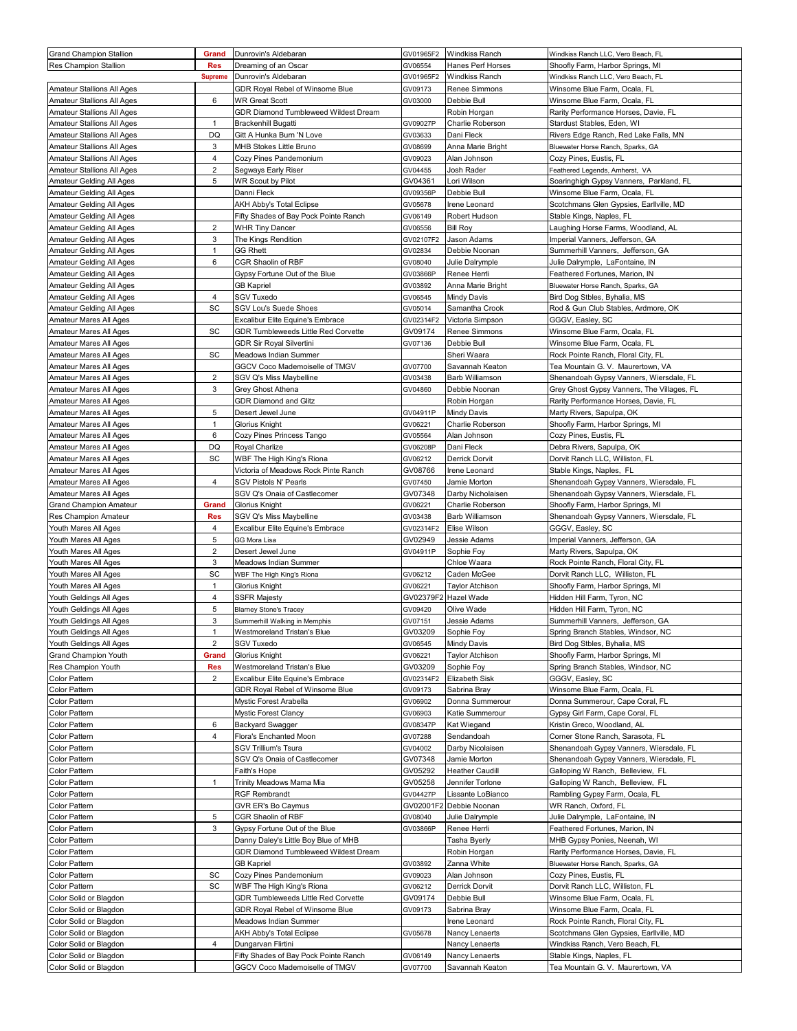| | | | | | |
|---|---|---|---|---|---|
| Grand Champion Stallion | **Grand** | Dunrovin's Aldebaran | GV01965F2 | Windkiss Ranch | Windkiss Ranch LLC, Vero Beach, FL |
| Res Champion Stallion | **Res** | Dreaming of an Oscar | GV06554 | Hanes Perf Horses | Shoofly Farm, Harbor Springs, MI |
| | **Supreme** | Dunrovin's Aldebaran | GV01965F2 | Windkiss Ranch | Windkiss Ranch LLC, Vero Beach, FL |
| Amateur Stallions All Ages | | GDR Royal Rebel of Winsome Blue | GV09173 | Renee Simmons | Winsome Blue Farm, Ocala, FL |
| Amateur Stallions All Ages | 6 | WR Great Scott | GV03000 | Debbie Bull | Winsome Blue Farm, Ocala, FL |
| Amateur Stallions All Ages | | GDR Diamond Tumbleweed Wildest Dream | | Robin Horgan | Rarity Performance Horses, Davie, FL |
| Amateur Stallions All Ages | 1 | Brackenhill Bugatti | GV09027P | Charlie Roberson | Stardust Stables, Eden, WI |
| Amateur Stallions All Ages | DQ | Gitt A Hunka Burn 'N Love | GV03633 | Dani Fleck | Rivers Edge Ranch, Red Lake Falls, MN |
| Amateur Stallions All Ages | 3 | MHB Stokes Little Bruno | GV08699 | Anna Marie Bright | Bluewater Horse Ranch, Sparks, GA |
| Amateur Stallions All Ages | 4 | Cozy Pines Pandemonium | GV09023 | Alan Johnson | Cozy Pines, Eustis, FL |
| Amateur Stallions All Ages | 2 | Segways Early Riser | GV04455 | Josh Rader | Feathered Legends, Amherst, VA |
| Amateur Gelding All Ages | 5 | WR Scout by Pilot | GV04361 | Lori Wilson | Soaringhigh Gypsy Vanners, Parkland, FL |
| Amateur Gelding All Ages | | Danni Fleck | GV09356P | Debbie Bull | Winsome Blue Farm, Ocala, FL |
| Amateur Gelding All Ages | | AKH Abby's Total Eclipse | GV05678 | Irene Leonard | Scotchmans Glen Gypsies, Earllville, MD |
| Amateur Gelding All Ages | | Fifty Shades of Bay Pock Pointe Ranch | GV06149 | Robert Hudson | Stable Kings, Naples, FL |
| Amateur Gelding All Ages | 2 | WHR Tiny Dancer | GV06556 | Bill Roy | Laughing Horse Farms, Woodland, AL |
| Amateur Gelding All Ages | 3 | The Kings Rendition | GV02107F2 | Jason Adams | Imperial Vanners, Jefferson, GA |
| Amateur Gelding All Ages | 1 | GG Rhett | GV02834 | Debbie Noonan | Summerhill Vanners, Jefferson, GA |
| Amateur Gelding All Ages | 6 | CGR Shaolin of RBF | GV08040 | Julie Dalrymple | Julie Dalrymple, LaFontaine, IN |
| Amateur Gelding All Ages | | Gypsy Fortune Out of the Blue | GV03866P | Renee Herrli | Feathered Fortunes, Marion, IN |
| Amateur Gelding All Ages | | GB Kapriel | GV03892 | Anna Marie Bright | Bluewater Horse Ranch, Sparks, GA |
| Amateur Gelding All Ages | 4 | SGV Tuxedo | GV06545 | Mindy Davis | Bird Dog Stbles, Byhalia, MS |
| Amateur Gelding All Ages | SC | SGV Lou's Suede Shoes | GV05014 | Samantha Crook | Rod & Gun Club Stables, Ardmore, OK |
| Amateur Mares All Ages | | Excalibur Elite Equine's Embrace | GV02314F2 | Victoria Simpson | GGGV, Easley, SC |
| Amateur Mares All Ages | SC | GDR Tumbleweeds Little Red Corvette | GV09174 | Renee Simmons | Winsome Blue Farm, Ocala, FL |
| Amateur Mares All Ages | | GDR Sir Royal Silvertini | GV07136 | Debbie Bull | Winsome Blue Farm, Ocala, FL |
| Amateur Mares All Ages | SC | Meadows Indian Summer | | Sheri Waara | Rock Pointe Ranch, Floral City, FL |
| Amateur Mares All Ages | | GGCV Coco Mademoiselle of TMGV | GV07700 | Savannah Keaton | Tea Mountain G. V. Maurertown, VA |
| Amateur Mares All Ages | 2 | SGV Q's Miss Maybelline | GV03438 | Barb Williamson | Shenandoah Gypsy Vanners, Wiersdale, FL |
| Amateur Mares All Ages | 3 | Grey Ghost Athena | GV04860 | Debbie Noonan | Grey Ghost Gypsy Vanners, The Villages, FL |
| Amateur Mares All Ages | | GDR Diamond and Glitz | | Robin Horgan | Rarity Performance Horses, Davie, FL |
| Amateur Mares All Ages | 5 | Desert Jewel June | GV04911P | Mindy Davis | Marty Rivers, Sapulpa, OK |
| Amateur Mares All Ages | 1 | Glorius Knight | GV06221 | Charlie Roberson | Shoofly Farm, Harbor Springs, MI |
| Amateur Mares All Ages | 6 | Cozy Pines Princess Tango | GV05564 | Alan Johnson | Cozy Pines, Eustis, FL |
| Amateur Mares All Ages | DQ | Royal Charlize | GV06208P | Dani Fleck | Debra Rivers, Sapulpa, OK |
| Amateur Mares All Ages | SC | WBF The High King's Riona | GV06212 | Derrick Dorvit | Dorvit Ranch LLC, Williston, FL |
| Amateur Mares All Ages | | Victoria of Meadows Rock Pinte Ranch | GV08766 | Irene Leonard | Stable Kings, Naples, FL |
| Amateur Mares All Ages | 4 | SGV Pistols N' Pearls | GV07450 | Jamie Morton | Shenandoah Gypsy Vanners, Wiersdale, FL |
| Amateur Mares All Ages | | SGV Q's Onaia of Castlecomer | GV07348 | Darby Nicholaisen | Shenandoah Gypsy Vanners, Wiersdale, FL |
| Grand Champion Amateur | **Grand** | Glorius Knight | GV06221 | Charlie Roberson | Shoofly Farm, Harbor Springs, MI |
| Res Champion Amateur | **Res** | SGV Q's Miss Maybelline | GV03438 | Barb Williamson | Shenandoah Gypsy Vanners, Wiersdale, FL |
| Youth Mares All Ages | 4 | Excalibur Elite Equine's Embrace | GV02314F2 | Elise Wilson | GGGV, Easley, SC |
| Youth Mares All Ages | 5 | GG Mora Lisa | GV02949 | Jessie Adams | Imperial Vanners, Jefferson, GA |
| Youth Mares All Ages | 2 | Desert Jewel June | GV04911P | Sophie Foy | Marty Rivers, Sapulpa, OK |
| Youth Mares All Ages | 3 | Meadows Indian Summer | | Chloe Waara | Rock Pointe Ranch, Floral City, FL |
| Youth Mares All Ages | SC | WBF The High King's Riona | GV06212 | Caden McGee | Dorvit Ranch LLC, Williston, FL |
| Youth Mares All Ages | 1 | Glorius Knight | GV06221 | Taylor Atchison | Shoofly Farm, Harbor Springs, MI |
| Youth Geldings All Ages | 4 | SSFR Majesty | GV02379F2 | Hazel Wade | Hidden Hill Farm, Tyron, NC |
| Youth Geldings All Ages | 5 | Blarney Stone's Tracey | GV09420 | Olive Wade | Hidden Hill Farm, Tyron, NC |
| Youth Geldings All Ages | 3 | Summerhill Walking in Memphis | GV07151 | Jessie Adams | Summerhill Vanners, Jefferson, GA |
| Youth Geldings All Ages | 1 | Westmoreland Tristan's Blue | GV03209 | Sophie Foy | Spring Branch Stables, Windsor, NC |
| Youth Geldings All Ages | 2 | SGV Tuxedo | GV06545 | Mindy Davis | Bird Dog Stbles, Byhalia, MS |
| Grand Champion Youth | **Grand** | Glorius Knight | GV06221 | Taylor Atchison | Shoofly Farm, Harbor Springs, MI |
| Res Champion Youth | **Res** | Westmoreland Tristan's Blue | GV03209 | Sophie Foy | Spring Branch Stables, Windsor, NC |
| Color Pattern | 2 | Excalibur Elite Equine's Embrace | GV02314F2 | Elizabeth Sisk | GGGV, Easley, SC |
| Color Pattern | | GDR Royal Rebel of Winsome Blue | GV09173 | Sabrina Bray | Winsome Blue Farm, Ocala, FL |
| Color Pattern | | Mystic Forest Arabella | GV06902 | Donna Summerour | Donna Summerour, Cape Coral, FL |
| Color Pattern | | Mystic Forest Clancy | GV06903 | Katie Summerour | Gypsy Girl Farm, Cape Coral, FL |
| Color Pattern | 6 | Backyard Swagger | GV08347P | Kat Wiegand | Kristin Greco, Woodland, AL |
| Color Pattern | 4 | Flora's Enchanted Moon | GV07288 | Sendandoah | Corner Stone Ranch, Sarasota, FL |
| Color Pattern | | SGV Trillium's Tsura | GV04002 | Darby Nicolaisen | Shenandoah Gypsy Vanners, Wiersdale, FL |
| Color Pattern | | SGV Q's Onaia of Castlecomer | GV07348 | Jamie Morton | Shenandoah Gypsy Vanners, Wiersdale, FL |
| Color Pattern | | Faith's Hope | GV05292 | Heather Caudill | Galloping W Ranch, Belleview, FL |
| Color Pattern | 1 | Trinity Meadows Mama Mia | GV05258 | Jennifer Torlone | Galloping W Ranch, Belleview, FL |
| Color Pattern | | RGF Rembrandt | GV04427P | Lissante LoBianco | Rambling Gypsy Farm, Ocala, FL |
| Color Pattern | | GVR ER's Bo Caymus | GV02001F2 | Debbie Noonan | WR Ranch, Oxford, FL |
| Color Pattern | 5 | CGR Shaolin of RBF | GV08040 | Julie Dalrymple | Julie Dalrymple, LaFontaine, IN |
| Color Pattern | 3 | Gypsy Fortune Out of the Blue | GV03866P | Renee Herrli | Feathered Fortunes, Marion, IN |
| Color Pattern | | Danny Daley's Little Boy Blue of MHB | | Tasha Byerly | MHB Gypsy Ponies, Neenah, WI |
| Color Pattern | | GDR Diamond Tumbleweed Wildest Dream | | Robin Horgan | Rarity Performance Horses, Davie, FL |
| Color Pattern | | GB Kapriel | GV03892 | Zanna White | Bluewater Horse Ranch, Sparks, GA |
| Color Pattern | SC | Cozy Pines Pandemonium | GV09023 | Alan Johnson | Cozy Pines, Eustis, FL |
| Color Pattern | SC | WBF The High King's Riona | GV06212 | Derrick Dorvit | Dorvit Ranch LLC, Williston, FL |
| Color Solid or Blagdon | | GDR Tumbleweeds Little Red Corvette | GV09174 | Debbie Bull | Winsome Blue Farm, Ocala, FL |
| Color Solid or Blagdon | | GDR Royal Rebel of Winsome Blue | GV09173 | Sabrina Bray | Winsome Blue Farm, Ocala, FL |
| Color Solid or Blagdon | | Meadows Indian Summer | | Irene Leonard | Rock Pointe Ranch, Floral City, FL |
| Color Solid or Blagdon | | AKH Abby's Total Eclipse | GV05678 | Nancy Lenaerts | Scotchmans Glen Gypsies, Earllville, MD |
| Color Solid or Blagdon | 4 | Dungarvan Flirtini | | Nancy Lenaerts | Windkiss Ranch, Vero Beach, FL |
| Color Solid or Blagdon | | Fifty Shades of Bay Pock Pointe Ranch | GV06149 | Nancy Lenaerts | Stable Kings, Naples, FL |
| Color Solid or Blagdon | | GGCV Coco Mademoiselle of TMGV | GV07700 | Savannah Keaton | Tea Mountain G. V. Maurertown, VA |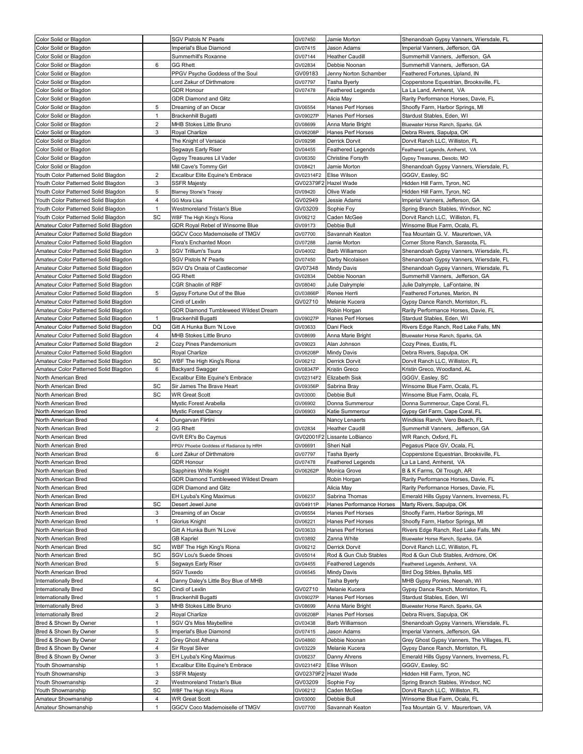| Color Solid or Blagdon | | SGV Pistols N' Pearls | GV07450 | Jamie Morton | Shenandoah Gypsy Vanners, Wiersdale, FL |
|---|---|---|---|---|---|
| Color Solid or Blagdon | | Imperial's Blue Diamond | GV07415 | Jason Adams | Imperial Vanners, Jefferson, GA |
| Color Solid or Blagdon | | Summerhill's Roxanne | GV07144 | Heather Caudill | Summerhill Vanners, Jefferson, GA |
| Color Solid or Blagdon | 6 | GG Rhett | GV02834 | Debbie Noonan | Summerhill Vanners, Jefferson, GA |
| Color Solid or Blagdon | | PPGV Psyche Goddess of the Soul | GV09183 | Jenny Norton Schamber | Feathered Fortunes, Upland, IN |
| Color Solid or Blagdon | | Lord Zakur of Dirthmatore | GV07797 | Tasha Byerly | Copperstone Equestrian, Brooksville, FL |
| Color Solid or Blagdon | | GDR Honour | GV07478 | Feathered Legends | La La Land, Amherst, VA |
| Color Solid or Blagdon | | GDR Diamond and Glitz | | Alicia May | Rarity Performance Horses, Davie, FL |
| Color Solid or Blagdon | 5 | Dreaming of an Oscar | GV06554 | Hanes Perf Horses | Shoofly Farm, Harbor Springs, MI |
| Color Solid or Blagdon | 1 | Brackenhill Bugatti | GV09027P | Hanes Perf Horses | Stardust Stables, Eden, WI |
| Color Solid or Blagdon | 2 | MHB Stokes Little Bruno | GV08699 | Anna Marie Bright | Bluewater Horse Ranch, Sparks, GA |
| Color Solid or Blagdon | 3 | Royal Charlize | GV06208P | Hanes Perf Horses | Debra Rivers, Sapulpa, OK |
| Color Solid or Blagdon | | The Knight of Versace | GV09298 | Derrick Dorvit | Dorvit Ranch LLC, Williston, FL |
| Color Solid or Blagdon | | Segways Early Riser | GV04455 | Feathered Legends | Feathered Legends, Amherst, VA |
| Color Solid or Blagdon | | Gypsy Treasures Lil Vader | GV06350 | Christine Forsyth | Gypsy Treasures, Desoto, MO |
| Color Solid or Blagdon | | Mill Cave's Tommy Girl | GV08421 | Jamie Morton | Shenandoah Gypsy Vanners, Wiersdale, FL |
| Youth Color Patterned Solid Blagdon | 2 | Excalibur Elite Equine's Embrace | GV02314F2 | Elise Wilson | GGGV, Easley, SC |
| Youth Color Patterned Solid Blagdon | 3 | SSFR Majesty | GV02379F2 | Hazel Wade | Hidden Hill Farm, Tyron, NC |
| Youth Color Patterned Solid Blagdon | 5 | Blarney Stone's Tracey | GV09420 | Olive Wade | Hidden Hill Farm, Tyron, NC |
| Youth Color Patterned Solid Blagdon | 4 | GG Mora Lisa | GV02949 | Jessie Adams | Imperial Vanners, Jefferson, GA |
| Youth Color Patterned Solid Blagdon | 1 | Westmoreland Tristan's Blue | GV03209 | Sophie Foy | Spring Branch Stables, Windsor, NC |
| Youth Color Patterned Solid Blagdon | SC | WBF The High King's Riona | GV06212 | Caden McGee | Dorvit Ranch LLC, Williston, FL |
| Amateur Color Patterned Solid Blagdon | | GDR Royal Rebel of Winsome Blue | GV09173 | Debbie Bull | Winsome Blue Farm, Ocala, FL |
| Amateur Color Patterned Solid Blagdon | | GGCV Coco Mademoiselle of TMGV | GV07700 | Savannah Keaton | Tea Mountain G. V. Maurertown, VA |
| Amateur Color Patterned Solid Blagdon | | Flora's Enchanted Moon | GV07288 | Jamie Morton | Corner Stone Ranch, Sarasota, FL |
| Amateur Color Patterned Solid Blagdon | 3 | SGV Trillium's Tsura | GV04002 | Barb Williamson | Shenandoah Gypsy Vanners, Wiersdale, FL |
| Amateur Color Patterned Solid Blagdon | | SGV Pistols N' Pearls | GV07450 | Darby Nicolaisen | Shenandoah Gypsy Vanners, Wiersdale, FL |
| Amateur Color Patterned Solid Blagdon | | SGV Q's Onaia of Castlecomer | GV07348 | Mindy Davis | Shenandoah Gypsy Vanners, Wiersdale, FL |
| Amateur Color Patterned Solid Blagdon | | GG Rhett | GV02834 | Debbie Noonan | Summerhill Vanners, Jefferson, GA |
| Amateur Color Patterned Solid Blagdon | | CGR Shaolin of RBF | GV08040 | Julie Dalrymple | Julie Dalrymple, LaFontaine, IN |
| Amateur Color Patterned Solid Blagdon | 5 | Gypsy Fortune Out of the Blue | GV03866P | Renee Herrli | Feathered Fortunes, Marion, IN |
| Amateur Color Patterned Solid Blagdon | | Cindi of Lexlin | GV02710 | Melanie Kucera | Gypsy Dance Ranch, Morriston, FL |
| Amateur Color Patterned Solid Blagdon | | GDR Diamond Tumbleweed Wildest Dream | | Robin Horgan | Rarity Performance Horses, Davie, FL |
| Amateur Color Patterned Solid Blagdon | 1 | Brackenhill Bugatti | GV09027P | Hanes Perf Horses | Stardust Stables, Eden, WI |
| Amateur Color Patterned Solid Blagdon | DQ | Gitt A Hunka Burn 'N Love | GV03633 | Dani Fleck | Rivers Edge Ranch, Red Lake Falls, MN |
| Amateur Color Patterned Solid Blagdon | 4 | MHB Stokes Little Bruno | GV08699 | Anna Marie Bright | Bluewater Horse Ranch, Sparks, GA |
| Amateur Color Patterned Solid Blagdon | 2 | Cozy Pines Pandemonium | GV09023 | Alan Johnson | Cozy Pines, Eustis, FL |
| Amateur Color Patterned Solid Blagdon | | Royal Charlize | GV06208P | Mindy Davis | Debra Rivers, Sapulpa, OK |
| Amateur Color Patterned Solid Blagdon | SC | WBF The High King's Riona | GV06212 | Derrick Dorvit | Dorvit Ranch LLC, Williston, FL |
| Amateur Color Patterned Solid Blagdon | 6 | Backyard Swagger | GV08347P | Kristin Greco | Kristin Greco, Woodland, AL |
| North American Bred | | Excalibur Elite Equine's Embrace | GV02314F2 | Elizabeth Sisk | GGGV, Easley, SC |
| North American Bred | SC | Sir James The Brave Heart | GV09356P | Sabrina Bray | Winsome Blue Farm, Ocala, FL |
| North American Bred | SC | WR Great Scott | GV03000 | Debbie Bull | Winsome Blue Farm, Ocala, FL |
| North American Bred | | Mystic Forest Arabella | GV06902 | Donna Summerour | Donna Summerour, Cape Coral, FL |
| North American Bred | | Mystic Forest Clancy | GV06903 | Katie Summerour | Gypsy Girl Farm, Cape Coral, FL |
| North American Bred | 4 | Dungarvan Flirtini | | Nancy Lenaerts | Windkiss Ranch, Vero Beach, FL |
| North American Bred | 2 | GG Rhett | GV02834 | Heather Caudill | Summerhill Vanners, Jefferson, GA |
| North American Bred | | GVR ER's Bo Caymus | GV02001F2 | Lissante LoBianco | WR Ranch, Oxford, FL |
| North American Bred | | PPGV Phoebe Goddess of Radiance by HRH | GV06691 | Sheri Nall | Pegasus Place GV, Ocala, FL |
| North American Bred | 6 | Lord Zakur of Dirthmatore | GV07797 | Tasha Byerly | Copperstone Equestrian, Brooksville, FL |
| North American Bred | | GDR Honour | GV07478 | Feathered Legends | La La Land, Amherst, VA |
| North American Bred | | Sapphires White Knight | GV06262P | Monica Grove | B & K Farms, Oil Trough, AR |
| North American Bred | | GDR Diamond Tumbleweed Wildest Dream | | Robin Horgan | Rarity Performance Horses, Davie, FL |
| North American Bred | | GDR Diamond and Glitz | | Alicia May | Rarity Performance Horses, Davie, FL |
| North American Bred | | EH Lyuba's King Maximus | GV06237 | Sabrina Thomas | Emerald Hills Gypsy Vanners, Inverness, FL |
| North American Bred | SC | Desert Jewel June | GV04911P | Hanes Performance Horses | Marty Rivers, Sapulpa, OK |
| North American Bred | 3 | Dreaming of an Oscar | GV06554 | Hanes Perf Horses | Shoofly Farm, Harbor Springs, MI |
| North American Bred | 1 | Glorius Knight | GV06221 | Hanes Perf Horses | Shoofly Farm, Harbor Springs, MI |
| North American Bred | | Gitt A Hunka Burn 'N Love | GV03633 | Hanes Perf Horses | Rivers Edge Ranch, Red Lake Falls, MN |
| North American Bred | | GB Kapriel | GV03892 | Zanna White | Bluewater Horse Ranch, Sparks, GA |
| North American Bred | SC | WBF The High King's Riona | GV06212 | Derrick Dorvit | Dorvit Ranch LLC, Williston, FL |
| North American Bred | SC | SGV Lou's Suede Shoes | GV05014 | Rod & Gun Club Stables | Rod & Gun Club Stables, Ardmore, OK |
| North American Bred | 5 | Segways Early Riser | GV04455 | Feathered Legends | Feathered Legends, Amherst, VA |
| North American Bred | | SGV Tuxedo | GV06545 | Mindy Davis | Bird Dog Stbles, Byhalia, MS |
| Internationally Bred | 4 | Danny Daley's Little Boy Blue of MHB | | Tasha Byerly | MHB Gypsy Ponies, Neenah, WI |
| Internationally Bred | SC | Cindi of Lexlin | GV02710 | Melanie Kucera | Gypsy Dance Ranch, Morriston, FL |
| Internationally Bred | 1 | Brackenhill Bugatti | GV09027P | Hanes Perf Horses | Stardust Stables, Eden, WI |
| Internationally Bred | 3 | MHB Stokes Little Bruno | GV08699 | Anna Marie Bright | Bluewater Horse Ranch, Sparks, GA |
| Internationally Bred | 2 | Royal Charlize | GV06208P | Hanes Perf Horses | Debra Rivers, Sapulpa, OK |
| Bred & Shown By Owner | 1 | SGV Q's Miss Maybelline | GV03438 | Barb Williamson | Shenandoah Gypsy Vanners, Wiersdale, FL |
| Bred & Shown By Owner | 5 | Imperial's Blue Diamond | GV07415 | Jason Adams | Imperial Vanners, Jefferson, GA |
| Bred & Shown By Owner | 2 | Grey Ghost Athena | GV04860 | Debbie Noonan | Grey Ghost Gypsy Vanners, The Villages, FL |
| Bred & Shown By Owner | 4 | Sir Royal Silver | GV03229 | Melanie Kucera | Gypsy Dance Ranch, Morriston, FL |
| Bred & Shown By Owner | 3 | EH Lyuba's King Maximus | GV06237 | Danny Ahrens | Emerald Hills Gypsy Vanners, Inverness, FL |
| Youth Showmanship | 1 | Excalibur Elite Equine's Embrace | GV02314F2 | Elise Wilson | GGGV, Easley, SC |
| Youth Showmanship | 3 | SSFR Majesty | GV02379F2 | Hazel Wade | Hidden Hill Farm, Tyron, NC |
| Youth Showmanship | 2 | Westmoreland Tristan's Blue | GV03209 | Sophie Foy | Spring Branch Stables, Windsor, NC |
| Youth Showmanship | SC | WBF The High King's Riona | GV06212 | Caden McGee | Dorvit Ranch LLC, Williston, FL |
| Amateur Showmanship | 4 | WR Great Scott | GV03000 | Debbie Bull | Winsome Blue Farm, Ocala, FL |
| Amateur Showmanship | 1 | GGCV Coco Mademoiselle of TMGV | GV07700 | Savannah Keaton | Tea Mountain G. V. Maurertown, VA |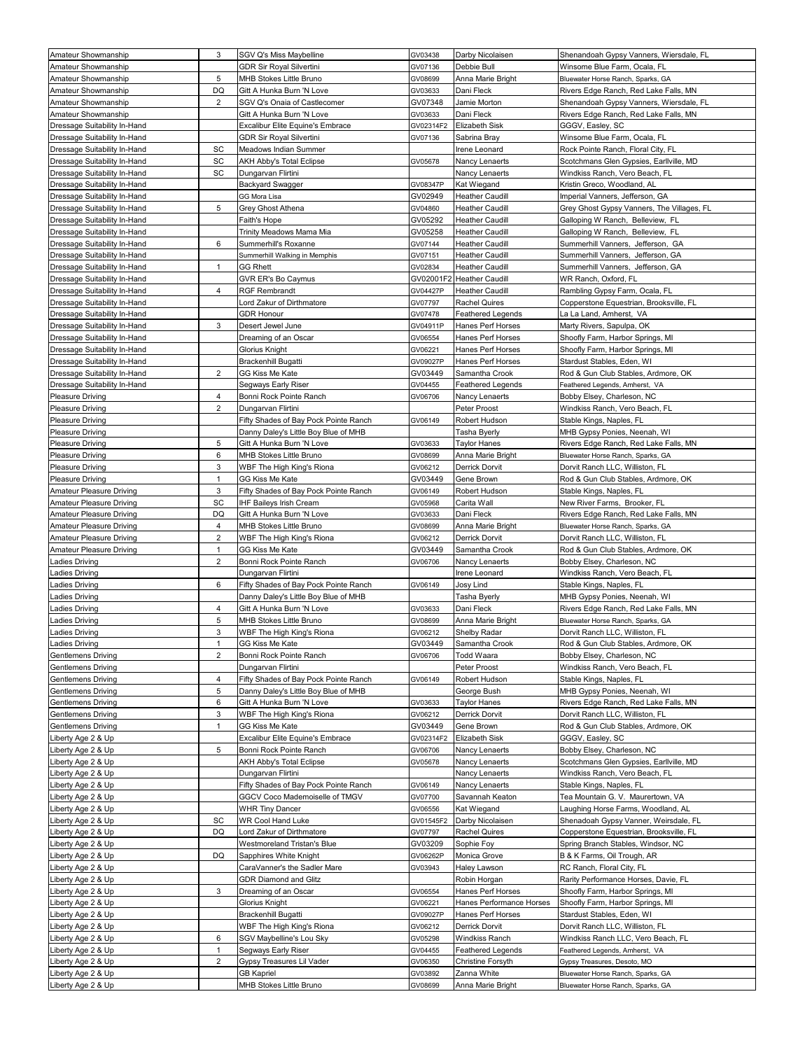| | | | | | |
|---|---|---|---|---|---|
| Amateur Showmanship | 3 | SGV Q's Miss Maybelline | GV03438 | Darby Nicolaisen | Shenandoah Gypsy Vanners, Wiersdale, FL |
| Amateur Showmanship | | GDR Sir Royal Silvertini | GV07136 | Debbie Bull | Winsome Blue Farm, Ocala, FL |
| Amateur Showmanship | 5 | MHB Stokes Little Bruno | GV08699 | Anna Marie Bright | Bluewater Horse Ranch, Sparks, GA |
| Amateur Showmanship | DQ | Gitt A Hunka Burn 'N Love | GV03633 | Dani Fleck | Rivers Edge Ranch, Red Lake Falls, MN |
| Amateur Showmanship | 2 | SGV Q's Onaia of Castlecomer | GV07348 | Jamie Morton | Shenandoah Gypsy Vanners, Wiersdale, FL |
| Amateur Showmanship | | Gitt A Hunka Burn 'N Love | GV03633 | Dani Fleck | Rivers Edge Ranch, Red Lake Falls, MN |
| Dressage Suitability In-Hand | | Excalibur Elite Equine's Embrace | GV02314F2 | Elizabeth Sisk | GGGV, Easley, SC |
| Dressage Suitability In-Hand | | GDR Sir Royal Silvertini | GV07136 | Sabrina Bray | Winsome Blue Farm, Ocala, FL |
| Dressage Suitability In-Hand | SC | Meadows Indian Summer | | Irene Leonard | Rock Pointe Ranch, Floral City, FL |
| Dressage Suitability In-Hand | SC | AKH Abby's Total Eclipse | GV05678 | Nancy Lenaerts | Scotchmans Glen Gypsies, Earllville, MD |
| Dressage Suitability In-Hand | SC | Dungarvan Flirtini | | Nancy Lenaerts | Windkiss Ranch, Vero Beach, FL |
| Dressage Suitability In-Hand | | Backyard Swagger | GV08347P | Kat Wiegand | Kristin Greco, Woodland, AL |
| Dressage Suitability In-Hand | | GG Mora Lisa | GV02949 | Heather Caudill | Imperial Vanners, Jefferson, GA |
| Dressage Suitability In-Hand | 5 | Grey Ghost Athena | GV04860 | Heather Caudill | Grey Ghost Gypsy Vanners, The Villages, FL |
| Dressage Suitability In-Hand | | Faith's Hope | GV05292 | Heather Caudill | Galloping W Ranch, Belleview, FL |
| Dressage Suitability In-Hand | | Trinity Meadows Mama Mia | GV05258 | Heather Caudill | Galloping W Ranch, Belleview, FL |
| Dressage Suitability In-Hand | 6 | Summerhill's Roxanne | GV07144 | Heather Caudill | Summerhill Vanners, Jefferson, GA |
| Dressage Suitability In-Hand | | Summerhill Walking in Memphis | GV07151 | Heather Caudill | Summerhill Vanners, Jefferson, GA |
| Dressage Suitability In-Hand | 1 | GG Rhett | GV02834 | Heather Caudill | Summerhill Vanners, Jefferson, GA |
| Dressage Suitability In-Hand | | GVR ER's Bo Caymus | GV02001F2 | Heather Caudill | WR Ranch, Oxford, FL |
| Dressage Suitability In-Hand | 4 | RGF Rembrandt | GV04427P | Heather Caudill | Rambling Gypsy Farm, Ocala, FL |
| Dressage Suitability In-Hand | | Lord Zakur of Dirthmatore | GV07797 | Rachel Quires | Copperstone Equestrian, Brooksville, FL |
| Dressage Suitability In-Hand | | GDR Honour | GV07478 | Feathered Legends | La La Land, Amherst, VA |
| Dressage Suitability In-Hand | 3 | Desert Jewel June | GV04911P | Hanes Perf Horses | Marty Rivers, Sapulpa, OK |
| Dressage Suitability In-Hand | | Dreaming of an Oscar | GV06554 | Hanes Perf Horses | Shoofly Farm, Harbor Springs, MI |
| Dressage Suitability In-Hand | | Glorius Knight | GV06221 | Hanes Perf Horses | Shoofly Farm, Harbor Springs, MI |
| Dressage Suitability In-Hand | | Brackenhill Bugatti | GV09027P | Hanes Perf Horses | Stardust Stables, Eden, WI |
| Dressage Suitability In-Hand | 2 | GG Kiss Me Kate | GV03449 | Samantha Crook | Rod & Gun Club Stables, Ardmore, OK |
| Dressage Suitability In-Hand | | Segways Early Riser | GV04455 | Feathered Legends | Feathered Legends, Amherst, VA |
| Pleasure Driving | 4 | Bonni Rock Pointe Ranch | GV06706 | Nancy Lenaerts | Bobby Elsey, Charleson, NC |
| Pleasure Driving | 2 | Dungarvan Flirtini | | Peter Proost | Windkiss Ranch, Vero Beach, FL |
| Pleasure Driving | | Fifty Shades of Bay Pock Pointe Ranch | GV06149 | Robert Hudson | Stable Kings, Naples, FL |
| Pleasure Driving | | Danny Daley's Little Boy Blue of MHB | | Tasha Byerly | MHB Gypsy Ponies, Neenah, WI |
| Pleasure Driving | 5 | Gitt A Hunka Burn 'N Love | GV03633 | Taylor Hanes | Rivers Edge Ranch, Red Lake Falls, MN |
| Pleasure Driving | 6 | MHB Stokes Little Bruno | GV08699 | Anna Marie Bright | Bluewater Horse Ranch, Sparks, GA |
| Pleasure Driving | 3 | WBF The High King's Riona | GV06212 | Derrick Dorvit | Dorvit Ranch LLC, Williston, FL |
| Pleasure Driving | 1 | GG Kiss Me Kate | GV03449 | Gene Brown | Rod & Gun Club Stables, Ardmore, OK |
| Amateur Pleasure Driving | 3 | Fifty Shades of Bay Pock Pointe Ranch | GV06149 | Robert Hudson | Stable Kings, Naples, FL |
| Amateur Pleasure Driving | SC | IHF Baileys Irish Cream | GV05968 | Carita Wall | New River Farms, Brooker, FL |
| Amateur Pleasure Driving | DQ | Gitt A Hunka Burn 'N Love | GV03633 | Dani Fleck | Rivers Edge Ranch, Red Lake Falls, MN |
| Amateur Pleasure Driving | 4 | MHB Stokes Little Bruno | GV08699 | Anna Marie Bright | Bluewater Horse Ranch, Sparks, GA |
| Amateur Pleasure Driving | 2 | WBF The High King's Riona | GV06212 | Derrick Dorvit | Dorvit Ranch LLC, Williston, FL |
| Amateur Pleasure Driving | 1 | GG Kiss Me Kate | GV03449 | Samantha Crook | Rod & Gun Club Stables, Ardmore, OK |
| Ladies Driving | 2 | Bonni Rock Pointe Ranch | GV06706 | Nancy Lenaerts | Bobby Elsey, Charleson, NC |
| Ladies Driving | | Dungarvan Flirtini | | Irene Leonard | Windkiss Ranch, Vero Beach, FL |
| Ladies Driving | 6 | Fifty Shades of Bay Pock Pointe Ranch | GV06149 | Josy Lind | Stable Kings, Naples, FL |
| Ladies Driving | | Danny Daley's Little Boy Blue of MHB | | Tasha Byerly | MHB Gypsy Ponies, Neenah, WI |
| Ladies Driving | 4 | Gitt A Hunka Burn 'N Love | GV03633 | Dani Fleck | Rivers Edge Ranch, Red Lake Falls, MN |
| Ladies Driving | 5 | MHB Stokes Little Bruno | GV08699 | Anna Marie Bright | Bluewater Horse Ranch, Sparks, GA |
| Ladies Driving | 3 | WBF The High King's Riona | GV06212 | Shelby Radar | Dorvit Ranch LLC, Williston, FL |
| Ladies Driving | 1 | GG Kiss Me Kate | GV03449 | Samantha Crook | Rod & Gun Club Stables, Ardmore, OK |
| Gentlemens Driving | 2 | Bonni Rock Pointe Ranch | GV06706 | Todd Waara | Bobby Elsey, Charleson, NC |
| Gentlemens Driving | | Dungarvan Flirtini | | Peter Proost | Windkiss Ranch, Vero Beach, FL |
| Gentlemens Driving | 4 | Fifty Shades of Bay Pock Pointe Ranch | GV06149 | Robert Hudson | Stable Kings, Naples, FL |
| Gentlemens Driving | 5 | Danny Daley's Little Boy Blue of MHB | | George Bush | MHB Gypsy Ponies, Neenah, WI |
| Gentlemens Driving | 6 | Gitt A Hunka Burn 'N Love | GV03633 | Taylor Hanes | Rivers Edge Ranch, Red Lake Falls, MN |
| Gentlemens Driving | 3 | WBF The High King's Riona | GV06212 | Derrick Dorvit | Dorvit Ranch LLC, Williston, FL |
| Gentlemens Driving | 1 | GG Kiss Me Kate | GV03449 | Gene Brown | Rod & Gun Club Stables, Ardmore, OK |
| Liberty Age 2 & Up | | Excalibur Elite Equine's Embrace | GV02314F2 | Elizabeth Sisk | GGGV, Easley, SC |
| Liberty Age 2 & Up | 5 | Bonni Rock Pointe Ranch | GV06706 | Nancy Lenaerts | Bobby Elsey, Charleson, NC |
| Liberty Age 2 & Up | | AKH Abby's Total Eclipse | GV05678 | Nancy Lenaerts | Scotchmans Glen Gypsies, Earllville, MD |
| Liberty Age 2 & Up | | Dungarvan Flirtini | | Nancy Lenaerts | Windkiss Ranch, Vero Beach, FL |
| Liberty Age 2 & Up | | Fifty Shades of Bay Pock Pointe Ranch | GV06149 | Nancy Lenaerts | Stable Kings, Naples, FL |
| Liberty Age 2 & Up | | GGCV Coco Mademoiselle of TMGV | GV07700 | Savannah Keaton | Tea Mountain G. V. Maurertown, VA |
| Liberty Age 2 & Up | | WHR Tiny Dancer | GV06556 | Kat Wiegand | Laughing Horse Farms, Woodland, AL |
| Liberty Age 2 & Up | SC | WR Cool Hand Luke | GV01545F2 | Darby Nicolaisen | Shenadoah Gypsy Vanner, Weirsdale, FL |
| Liberty Age 2 & Up | DQ | Lord Zakur of Dirthmatore | GV07797 | Rachel Quires | Copperstone Equestrian, Brooksville, FL |
| Liberty Age 2 & Up | | Westmoreland Tristan's Blue | GV03209 | Sophie Foy | Spring Branch Stables, Windsor, NC |
| Liberty Age 2 & Up | DQ | Sapphires White Knight | GV06262P | Monica Grove | B & K Farms, Oil Trough, AR |
| Liberty Age 2 & Up | | CaraVanner's the Sadler Mare | GV03943 | Haley Lawson | RC Ranch, Floral City, FL |
| Liberty Age 2 & Up | | GDR Diamond and Glitz | | Robin Horgan | Rarity Performance Horses, Davie, FL |
| Liberty Age 2 & Up | 3 | Dreaming of an Oscar | GV06554 | Hanes Perf Horses | Shoofly Farm, Harbor Springs, MI |
| Liberty Age 2 & Up | | Glorius Knight | GV06221 | Hanes Performance Horses | Shoofly Farm, Harbor Springs, MI |
| Liberty Age 2 & Up | | Brackenhill Bugatti | GV09027P | Hanes Perf Horses | Stardust Stables, Eden, WI |
| Liberty Age 2 & Up | | WBF The High King's Riona | GV06212 | Derrick Dorvit | Dorvit Ranch LLC, Williston, FL |
| Liberty Age 2 & Up | 6 | SGV Maybelline's Lou Sky | GV05298 | Windkiss Ranch | Windkiss Ranch LLC, Vero Beach, FL |
| Liberty Age 2 & Up | 1 | Segways Early Riser | GV04455 | Feathered Legends | Feathered Legends, Amherst, VA |
| Liberty Age 2 & Up | 2 | Gypsy Treasures Lil Vader | GV06350 | Christine Forsyth | Gypsy Treasures, Desoto, MO |
| Liberty Age 2 & Up | | GB Kapriel | GV03892 | Zanna White | Bluewater Horse Ranch, Sparks, GA |
| Liberty Age 2 & Up | | MHB Stokes Little Bruno | GV08699 | Anna Marie Bright | Bluewater Horse Ranch, Sparks, GA |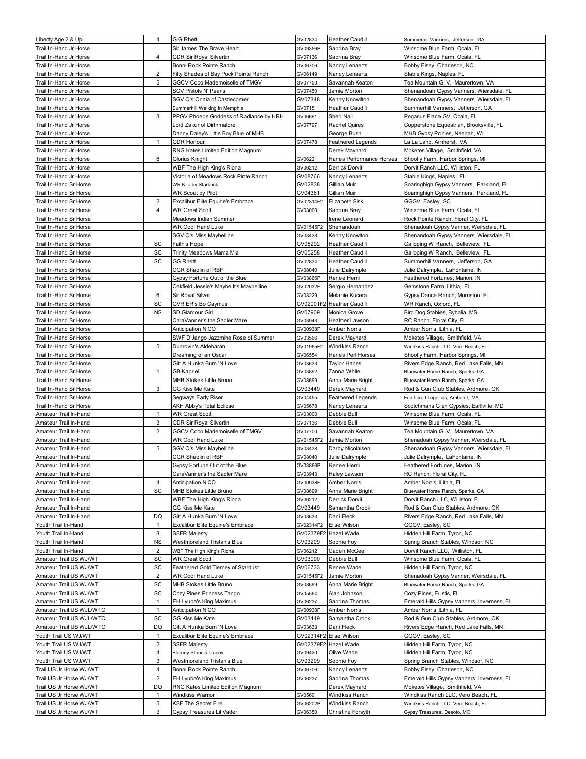| | | | | | |
|---|---|---|---|---|---|
| Liberty Age 2 & Up | 4 | G G Rhett | GV02834 | Heather Caudill | Summerhill Vanners, Jefferson, GA |
| Trail In-Hand Jr Horse | | Sir James The Brave Heart | GV09356P | Sabrina Bray | Winsome Blue Farm, Ocala, FL |
| Trail In-Hand Jr Horse | 4 | GDR Sir Royal Silvertini | GV07136 | Sabrina Bray | Winsome Blue Farm, Ocala, FL |
| Trail In-Hand Jr Horse | | Bonni Rock Pointe Ranch | GV06706 | Nancy Lenaerts | Bobby Elsey, Charleson, NC |
| Trail In-Hand Jr Horse | 2 | Fifty Shades of Bay Pock Pointe Ranch | GV06149 | Nancy Lenaerts | Stable Kings, Naples, FL |
| Trail In-Hand Jr Horse | 5 | GGCV Coco Mademoiselle of TMGV | GV07700 | Savannah Keaton | Tea Mountain G. V. Maurertown, VA |
| Trail In-Hand Jr Horse | | SGV Pistols N' Pearls | GV07450 | Jamie Morton | Shenandoah Gypsy Vanners, Wiersdale, FL |
| Trail In-Hand Jr Horse | | SGV Q's Onaia of Castlecomer | GV07348 | Kenny Knowllton | Shenandoah Gypsy Vanners, Wiersdale, FL |
| Trail In-Hand Jr Horse | | Summerhill Walking in Memphis | GV07151 | Heather Caudill | Summerhill Vanners, Jefferson, GA |
| Trail In-Hand Jr Horse | 3 | PPGV Phoebe Goddess of Radiance by HRH | GV06691 | Sheri Nall | Pegasus Place GV, Ocala, FL |
| Trail In-Hand Jr Horse | | Lord Zakur of Dirthmatore | GV07797 | Rachel Quires | Copperstone Equestrian, Brooksville, FL |
| Trail In-Hand Jr Horse | | Danny Daley's Little Boy Blue of MHB | | George Bush | MHB Gypsy Ponies, Neenah, WI |
| Trail In-Hand Jr Horse | 1 | GDR Honour | GV07478 | Feathered Legends | La La Land, Amherst, VA |
| Trail In-Hand Jr Horse | | RNG Kates Limited Edition Magnum | | Derek Maynard | Moketes Village, Smithfield, VA |
| Trail In-Hand Jr Horse | 6 | Glorius Knight | GV06221 | Hanes Performance Horses | Shoofly Farm, Harbor Springs, MI |
| Trail In-Hand Jr Horse | | WBF The High King's Riona | GV06212 | Derrick Dorvit | Dorvit Ranch LLC, Williston, FL |
| Trail In-Hand Jr Horse | | Victoria of Meadows Rock Pinte Ranch | GV08766 | Nancy Lenaerts | Stable Kings, Naples, FL |
| Trail In-Hand Sr Horse | | WR Kilo by Starbuck | GV02838 | Gillian Muir | Soaringhigh Gypsy Vanners, Parkland, FL |
| Trail In-Hand Sr Horse | | WR Scout by Pilot | GV04361 | Gillian Muir | Soaringhigh Gypsy Vanners, Parkland, FL |
| Trail In-Hand Sr Horse | 2 | Excalibur Elite Equine's Embrace | GV02314F2 | Elizabeth Sisk | GGGV, Easley, SC |
| Trail In-Hand Sr Horse | 4 | WR Great Scott | GV03000 | Sabrina Bray | Winsome Blue Farm, Ocala, FL |
| Trail In-Hand Sr Horse | | Meadows Indian Summer | | Irene Leonard | Rock Pointe Ranch, Floral City, FL |
| Trail In-Hand Sr Horse | | WR Cool Hand Luke | GV01545F2 | Shenandoah | Shenadoah Gypsy Vanner, Weirsdale, FL |
| Trail In-Hand Sr Horse | | SGV Q's Miss Maybelline | GV03438 | Kenny Knowlton | Shenandoah Gypsy Vanners, Wiersdale, FL |
| Trail In-Hand Sr Horse | SC | Faith's Hope | GV05292 | Heather Caudill | Galloping W Ranch, Belleview, FL |
| Trail In-Hand Sr Horse | SC | Trinity Meadows Mama Mia | GV05258 | Heather Caudill | Galloping W Ranch, Belleview, FL |
| Trail In-Hand Sr Horse | SC | GG Rhett | GV02834 | Heather Caudill | Summerhill Vanners, Jefferson, GA |
| Trail In-Hand Sr Horse | | CGR Shaolin of RBF | GV08040 | Julie Dalrymple | Julie Dalrymple, LaFontaine, IN |
| Trail In-Hand Sr Horse | | Gypsy Fortune Out of the Blue | GV03866P | Renee Herrli | Feathered Fortunes, Marion, IN |
| Trail In-Hand Sr Horse | | Oakfield Jessie's Maybe It's Maybelline | GV02032F | Sergio Hernandez | Gemstone Farm, Lithia, FL |
| Trail In-Hand Sr Horse | 6 | Sir Royal Silver | GV03229 | Melanie Kucera | Gypsy Dance Ranch, Morriston, FL |
| Trail In-Hand Sr Horse | SC | GVR ER's Bo Caymus | GV02001F2 | Heather Caudill | WR Ranch, Oxford, FL |
| Trail In-Hand Sr Horse | NS | SD Glamour Girl | GV07909 | Monica Grove | Bird Dog Stables, Byhalia, MS |
| Trail In-Hand Sr Horse | | CaraVanner's the Sadler Mare | GV03943 | Heather Lawson | RC Ranch, Floral City, FL |
| Trail In-Hand Sr Horse | | Anticipation N'CO | GV00938F | Amber Norris | Amber Norris, Lithia, FL |
| Trail In-Hand Sr Horse | | SWF D'Jango Jazzmine Rose of Summer | GV03566 | Derek Maynard | Moketes Village, Smithfield, VA |
| Trail In-Hand Sr Horse | 5 | Dunrovin's Aldebaran | GV01965F2 | Windkiss Ranch | Windkiss Ranch LLC, Vero Beach, FL |
| Trail In-Hand Sr Horse | | Dreaming of an Oscar | GV06554 | Hanes Perf Horses | Shoofly Farm, Harbor Springs, MI |
| Trail In-Hand Sr Horse | | Gitt A Hunka Burn 'N Love | GV03633 | Taylor Hanes | Rivers Edge Ranch, Red Lake Falls, MN |
| Trail In-Hand Sr Horse | 1 | GB Kapriel | GV03892 | Zanna White | Bluewater Horse Ranch, Sparks, GA |
| Trail In-Hand Sr Horse | | MHB Stokes Little Bruno | GV08699 | Anna Marie Bright | Bluewater Horse Ranch, Sparks, GA |
| Trail In-Hand Sr Horse | 3 | GG Kiss Me Kate | GV03449 | Derek Maynard | Rod & Gun Club Stables, Ardmore, OK |
| Trail In-Hand Sr Horse | | Segways Early Riser | GV04455 | Feathered Legends | Feathered Legends, Amherst, VA |
| Trail In-Hand Sr Horse | | AKH Abby's Total Eclipse | GV05678 | Nancy Lenaerts | Scotchmans Glen Gypsies, Earllville, MD |
| Amateur Trail In-Hand | 1 | WR Great Scott | GV03000 | Debbie Bull | Winsome Blue Farm, Ocala, FL |
| Amateur Trail In-Hand | 3 | GDR Sir Royal Silvertini | GV07136 | Debbie Bull | Winsome Blue Farm, Ocala, FL |
| Amateur Trail In-Hand | 2 | GGCV Coco Mademoiselle of TMGV | GV07700 | Savannah Keaton | Tea Mountain G. V. Maurertown, VA |
| Amateur Trail In-Hand | | WR Cool Hand Luke | GV01545F2 | Jamie Morton | Shenadoah Gypsy Vanner, Weirsdale, FL |
| Amateur Trail In-Hand | 5 | SGV Q's Miss Maybelline | GV03438 | Darby Nicolaisen | Shenandoah Gypsy Vanners, Wiersdale, FL |
| Amateur Trail In-Hand | | CGR Shaolin of RBF | GV08040 | Julie Dalrymple | Julie Dalrymple, LaFontaine, IN |
| Amateur Trail In-Hand | | Gypsy Fortune Out of the Blue | GV03866P | Renee Herrli | Feathered Fortunes, Marion, IN |
| Amateur Trail In-Hand | | CaraVanner's the Sadler Mare | GV03943 | Haley Lawson | RC Ranch, Floral City, FL |
| Amateur Trail In-Hand | 4 | Anticipation N'CO | GV00938F | Amber Norris | Amber Norris, Lithia, FL |
| Amateur Trail In-Hand | SC | MHB Stokes Little Bruno | GV08699 | Anna Marie Bright | Bluewater Horse Ranch, Sparks, GA |
| Amateur Trail In-Hand | | WBF The High King's Riona | GV06212 | Derrick Dorvit | Dorvit Ranch LLC, Williston, FL |
| Amateur Trail In-Hand | | GG Kiss Me Kate | GV03449 | Samantha Crook | Rod & Gun Club Stables, Ardmore, OK |
| Amateur Trail In-Hand | DQ | Gitt A Hunka Burn 'N Love | GV03633 | Dani Fleck | Rivers Edge Ranch, Red Lake Falls, MN |
| Youth Trail In-Hand | 1 | Excalibur Elite Equine's Embrace | GV02314F2 | Elise Wilson | GGGV, Easley, SC |
| Youth Trail In-Hand | 3 | SSFR Majesty | GV02379F2 | Hazel Wade | Hidden Hill Farm, Tyron, NC |
| Youth Trail In-Hand | NS | Westmoreland Tristan's Blue | GV03209 | Sophie Foy | Spring Branch Stables, Windsor, NC |
| Youth Trail In-Hand | 2 | WBF The High King's Riona | GV06212 | Caden McGee | Dorvit Ranch LLC, Williston, FL |
| Amateur Trail US WJ/WT | SC | WR Great Scott | GV03000 | Debbie Bull | Winsome Blue Farm, Ocala, FL |
| Amateur Trail US WJ/WT | SC | Feathered Gold Tierney of Stardust | GV06733 | Renee Wade | Hidden Hill Farm, Tyron, NC |
| Amateur Trail US WJ/WT | 2 | WR Cool Hand Luke | GV01545F2 | Jamie Morton | Shenadoah Gypsy Vanner, Weirsdale, FL |
| Amateur Trail US WJ/WT | SC | MHB Stokes Little Bruno | GV08699 | Anna Marie Bright | Bluewater Horse Ranch, Sparks, GA |
| Amateur Trail US WJ/WT | SC | Cozy Pines Princess Tango | GV05564 | Alan Johnson | Cozy Pines, Eustis, FL |
| Amateur Trail US WJ/WT | 1 | EH Lyuba's King Maximus | GV06237 | Sabrina Thomas | Emerald Hills Gypsy Vanners, Inverness, FL |
| Amateur Trail US WJL/WTC | 1 | Anticipation N'CO | GV00938F | Amber Norris | Amber Norris, Lithia, FL |
| Amateur Trail US WJL/WTC | SC | GG Kiss Me Kate | GV03449 | Samantha Crook | Rod & Gun Club Stables, Ardmore, OK |
| Amateur Trail US WJL/WTC | DQ | Gitt A Hunka Burn 'N Love | GV03633 | Dani Fleck | Rivers Edge Ranch, Red Lake Falls, MN |
| Youth Trail US WJ/WT | 1 | Excalibur Elite Equine's Embrace | GV02314F2 | Elise Wilson | GGGV, Easley, SC |
| Youth Trail US WJ/WT | 2 | SSFR Majesty | GV02379F2 | Hazel Wade | Hidden Hill Farm, Tyron, NC |
| Youth Trail US WJ/WT | 4 | Blarney Stone's Tracey | GV09420 | Olive Wade | Hidden Hill Farm, Tyron, NC |
| Youth Trail US WJ/WT | 3 | Westmoreland Tristan's Blue | GV03209 | Sophie Foy | Spring Branch Stables, Windsor, NC |
| Trail US Jr Horse WJ/WT | 4 | Bonni Rock Pointe Ranch | GV06706 | Nancy Lenaerts | Bobby Elsey, Charleson, NC |
| Trail US Jr Horse WJ/WT | 2 | EH Lyuba's King Maximus | GV06237 | Sabrina Thomas | Emerald Hills Gypsy Vanners, Inverness, FL |
| Trail US Jr Horse WJ/WT | DQ | RNG Kates Limited Edition Magnum | | Derek Maynard | Moketes Village, Smithfield, VA |
| Trail US Jr Horse WJ/WT | 1 | Windkiss Warrior | GV05691 | Windkiss Ranch | Windkiss Ranch LLC, Vero Beach, FL |
| Trail US Jr Horse WJ/WT | 5 | KSF The Secret Fire | GV06202P | Windkiss Ranch | Windkiss Ranch LLC, Vero Beach, FL |
| Trail US Jr Horse WJ/WT | 3 | Gypsy Treasures Lil Vader | GV06350 | Christine Forsyth | Gypsy Treasures, Desoto, MO |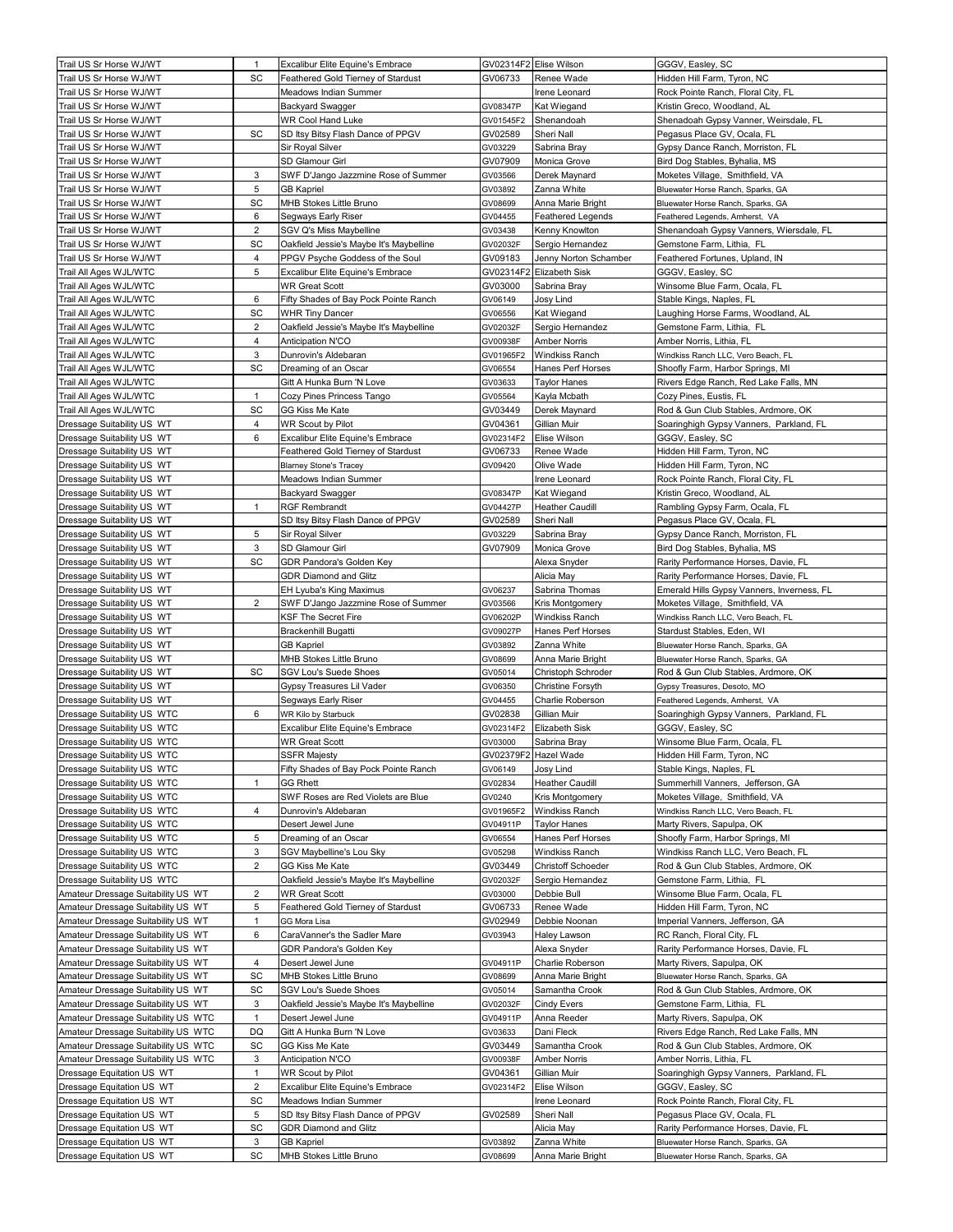| | | | | | |
|---|---|---|---|---|---|
| Trail US Sr Horse WJ/WT | 1 | Excalibur Elite Equine's Embrace | GV02314F2 | Elise Wilson | GGGV, Easley, SC |
| Trail US Sr Horse WJ/WT | SC | Feathered Gold Tierney of Stardust | GV06733 | Renee Wade | Hidden Hill Farm, Tyron, NC |
| Trail US Sr Horse WJ/WT | | Meadows Indian Summer | | Irene Leonard | Rock Pointe Ranch, Floral City, FL |
| Trail US Sr Horse WJ/WT | | Backyard Swagger | GV08347P | Kat Wiegand | Kristin Greco, Woodland, AL |
| Trail US Sr Horse WJ/WT | | WR Cool Hand Luke | GV01545F2 | Shenandoah | Shenadoah Gypsy Vanner, Weirsdale, FL |
| Trail US Sr Horse WJ/WT | SC | SD Itsy Bitsy Flash Dance of PPGV | GV02589 | Sheri Nall | Pegasus Place GV, Ocala, FL |
| Trail US Sr Horse WJ/WT | | Sir Royal Silver | GV03229 | Sabrina Bray | Gypsy Dance Ranch, Morriston, FL |
| Trail US Sr Horse WJ/WT | | SD Glamour Girl | GV07909 | Monica Grove | Bird Dog Stables, Byhalia, MS |
| Trail US Sr Horse WJ/WT | 3 | SWF D'Jango Jazzmine Rose of Summer | GV03566 | Derek Maynard | Moketes Village, Smithfield, VA |
| Trail US Sr Horse WJ/WT | 5 | GB Kapriel | GV03892 | Zanna White | Bluewater Horse Ranch, Sparks, GA |
| Trail US Sr Horse WJ/WT | SC | MHB Stokes Little Bruno | GV08699 | Anna Marie Bright | Bluewater Horse Ranch, Sparks, GA |
| Trail US Sr Horse WJ/WT | 6 | Segways Early Riser | GV04455 | Feathered Legends | Feathered Legends, Amherst, VA |
| Trail US Sr Horse WJ/WT | 2 | SGV Q's Miss Maybelline | GV03438 | Kenny Knowlton | Shenandoah Gypsy Vanners, Wiersdale, FL |
| Trail US Sr Horse WJ/WT | SC | Oakfield Jessie's Maybe It's Maybelline | GV02032F | Sergio Hernandez | Gemstone Farm, Lithia, FL |
| Trail US Sr Horse WJ/WT | 4 | PPGV Psyche Goddess of the Soul | GV09183 | Jenny Norton Schamber | Feathered Fortunes, Upland, IN |
| Trail All Ages WJL/WTC | 5 | Excalibur Elite Equine's Embrace | GV02314F2 | Elizabeth Sisk | GGGV, Easley, SC |
| Trail All Ages WJL/WTC | | WR Great Scott | GV03000 | Sabrina Bray | Winsome Blue Farm, Ocala, FL |
| Trail All Ages WJL/WTC | 6 | Fifty Shades of Bay Pock Pointe Ranch | GV06149 | Josy Lind | Stable Kings, Naples, FL |
| Trail All Ages WJL/WTC | SC | WHR Tiny Dancer | GV06556 | Kat Wiegand | Laughing Horse Farms, Woodland, AL |
| Trail All Ages WJL/WTC | 2 | Oakfield Jessie's Maybe It's Maybelline | GV02032F | Sergio Hernandez | Gemstone Farm, Lithia, FL |
| Trail All Ages WJL/WTC | 4 | Anticipation N'CO | GV00938F | Amber Norris | Amber Norris, Lithia, FL |
| Trail All Ages WJL/WTC | 3 | Dunrovin's Aldebaran | GV01965F2 | Windkiss Ranch | Windkiss Ranch LLC, Vero Beach, FL |
| Trail All Ages WJL/WTC | SC | Dreaming of an Oscar | GV06554 | Hanes Perf Horses | Shoofly Farm, Harbor Springs, MI |
| Trail All Ages WJL/WTC | | Gitt A Hunka Burn 'N Love | GV03633 | Taylor Hanes | Rivers Edge Ranch, Red Lake Falls, MN |
| Trail All Ages WJL/WTC | 1 | Cozy Pines Princess Tango | GV05564 | Kayla Mcbath | Cozy Pines, Eustis, FL |
| Trail All Ages WJL/WTC | SC | GG Kiss Me Kate | GV03449 | Derek Maynard | Rod & Gun Club Stables, Ardmore, OK |
| Dressage Suitability US WT | 4 | WR Scout by Pilot | GV04361 | Gillian Muir | Soaringhigh Gypsy Vanners, Parkland, FL |
| Dressage Suitability US WT | 6 | Excalibur Elite Equine's Embrace | GV02314F2 | Elise Wilson | GGGV, Easley, SC |
| Dressage Suitability US WT | | Feathered Gold Tierney of Stardust | GV06733 | Renee Wade | Hidden Hill Farm, Tyron, NC |
| Dressage Suitability US WT | | Blarney Stone's Tracey | GV09420 | Olive Wade | Hidden Hill Farm, Tyron, NC |
| Dressage Suitability US WT | | Meadows Indian Summer | | Irene Leonard | Rock Pointe Ranch, Floral City, FL |
| Dressage Suitability US WT | | Backyard Swagger | GV08347P | Kat Wiegand | Kristin Greco, Woodland, AL |
| Dressage Suitability US WT | 1 | RGF Rembrandt | GV04427P | Heather Caudill | Rambling Gypsy Farm, Ocala, FL |
| Dressage Suitability US WT | | SD Itsy Bitsy Flash Dance of PPGV | GV02589 | Sheri Nall | Pegasus Place GV, Ocala, FL |
| Dressage Suitability US WT | 5 | Sir Royal Silver | GV03229 | Sabrina Bray | Gypsy Dance Ranch, Morriston, FL |
| Dressage Suitability US WT | 3 | SD Glamour Girl | GV07909 | Monica Grove | Bird Dog Stables, Byhalia, MS |
| Dressage Suitability US WT | SC | GDR Pandora's Golden Key | | Alexa Snyder | Rarity Performance Horses, Davie, FL |
| Dressage Suitability US WT | | GDR Diamond and Glitz | | Alicia May | Rarity Performance Horses, Davie, FL |
| Dressage Suitability US WT | | EH Lyuba's King Maximus | GV06237 | Sabrina Thomas | Emerald Hills Gypsy Vanners, Inverness, FL |
| Dressage Suitability US WT | 2 | SWF D'Jango Jazzmine Rose of Summer | GV03566 | Kris Montgomery | Moketes Village, Smithfield, VA |
| Dressage Suitability US WT | | KSF The Secret Fire | GV06202P | Windkiss Ranch | Windkiss Ranch LLC, Vero Beach, FL |
| Dressage Suitability US WT | | Brackenhill Bugatti | GV09027P | Hanes Perf Horses | Stardust Stables, Eden, WI |
| Dressage Suitability US WT | | GB Kapriel | GV03892 | Zanna White | Bluewater Horse Ranch, Sparks, GA |
| Dressage Suitability US WT | | MHB Stokes Little Bruno | GV08699 | Anna Marie Bright | Bluewater Horse Ranch, Sparks, GA |
| Dressage Suitability US WT | SC | SGV Lou's Suede Shoes | GV05014 | Christoph Schroder | Rod & Gun Club Stables, Ardmore, OK |
| Dressage Suitability US WT | | Gypsy Treasures Lil Vader | GV06350 | Christine Forsyth | Gypsy Treasures, Desoto, MO |
| Dressage Suitability US WT | | Segways Early Riser | GV04455 | Charlie Roberson | Feathered Legends, Amherst, VA |
| Dressage Suitability US WTC | 6 | WR Kilo by Starbuck | GV02838 | Gillian Muir | Soaringhigh Gypsy Vanners, Parkland, FL |
| Dressage Suitability US WTC | | Excalibur Elite Equine's Embrace | GV02314F2 | Elizabeth Sisk | GGGV, Easley, SC |
| Dressage Suitability US WTC | | WR Great Scott | GV03000 | Sabrina Bray | Winsome Blue Farm, Ocala, FL |
| Dressage Suitability US WTC | | SSFR Majesty | GV02379F2 | Hazel Wade | Hidden Hill Farm, Tyron, NC |
| Dressage Suitability US WTC | | Fifty Shades of Bay Pock Pointe Ranch | GV06149 | Josy Lind | Stable Kings, Naples, FL |
| Dressage Suitability US WTC | 1 | GG Rhett | GV02834 | Heather Caudill | Summerhill Vanners, Jefferson, GA |
| Dressage Suitability US WTC | | SWF Roses are Red Violets are Blue | GV0240 | Kris Montgomery | Moketes Village, Smithfield, VA |
| Dressage Suitability US WTC | 4 | Dunrovin's Aldebaran | GV01965F2 | Windkiss Ranch | Windkiss Ranch LLC, Vero Beach, FL |
| Dressage Suitability US WTC | | Desert Jewel June | GV04911P | Taylor Hanes | Marty Rivers, Sapulpa, OK |
| Dressage Suitability US WTC | 5 | Dreaming of an Oscar | GV06554 | Hanes Perf Horses | Shoofly Farm, Harbor Springs, MI |
| Dressage Suitability US WTC | 3 | SGV Maybelline's Lou Sky | GV05298 | Windkiss Ranch | Windkiss Ranch LLC, Vero Beach, FL |
| Dressage Suitability US WTC | 2 | GG Kiss Me Kate | GV03449 | Christoff Schoeder | Rod & Gun Club Stables, Ardmore, OK |
| Dressage Suitability US WTC | | Oakfield Jessie's Maybe It's Maybelline | GV02032F | Sergio Hernandez | Gemstone Farm, Lithia, FL |
| Amateur Dressage Suitability US WT | 2 | WR Great Scott | GV03000 | Debbie Bull | Winsome Blue Farm, Ocala, FL |
| Amateur Dressage Suitability US WT | 5 | Feathered Gold Tierney of Stardust | GV06733 | Renee Wade | Hidden Hill Farm, Tyron, NC |
| Amateur Dressage Suitability US WT | 1 | GG Mora Lisa | GV02949 | Debbie Noonan | Imperial Vanners, Jefferson, GA |
| Amateur Dressage Suitability US WT | 6 | CaraVanner's the Sadler Mare | GV03943 | Haley Lawson | RC Ranch, Floral City, FL |
| Amateur Dressage Suitability US WT | | GDR Pandora's Golden Key | | Alexa Snyder | Rarity Performance Horses, Davie, FL |
| Amateur Dressage Suitability US WT | 4 | Desert Jewel June | GV04911P | Charlie Roberson | Marty Rivers, Sapulpa, OK |
| Amateur Dressage Suitability US WT | SC | MHB Stokes Little Bruno | GV08699 | Anna Marie Bright | Bluewater Horse Ranch, Sparks, GA |
| Amateur Dressage Suitability US WT | SC | SGV Lou's Suede Shoes | GV05014 | Samantha Crook | Rod & Gun Club Stables, Ardmore, OK |
| Amateur Dressage Suitability US WT | 3 | Oakfield Jessie's Maybe It's Maybelline | GV02032F | Cindy Evers | Gemstone Farm, Lithia, FL |
| Amateur Dressage Suitability US WTC | 1 | Desert Jewel June | GV04911P | Anna Reeder | Marty Rivers, Sapulpa, OK |
| Amateur Dressage Suitability US WTC | DQ | Gitt A Hunka Burn 'N Love | GV03633 | Dani Fleck | Rivers Edge Ranch, Red Lake Falls, MN |
| Amateur Dressage Suitability US WTC | SC | GG Kiss Me Kate | GV03449 | Samantha Crook | Rod & Gun Club Stables, Ardmore, OK |
| Amateur Dressage Suitability US WTC | 3 | Anticipation N'CO | GV00938F | Amber Norris | Amber Norris, Lithia, FL |
| Dressage Equitation US WT | 1 | WR Scout by Pilot | GV04361 | Gillian Muir | Soaringhigh Gypsy Vanners, Parkland, FL |
| Dressage Equitation US WT | 2 | Excalibur Elite Equine's Embrace | GV02314F2 | Elise Wilson | GGGV, Easley, SC |
| Dressage Equitation US WT | SC | Meadows Indian Summer | | Irene Leonard | Rock Pointe Ranch, Floral City, FL |
| Dressage Equitation US WT | 5 | SD Itsy Bitsy Flash Dance of PPGV | GV02589 | Sheri Nall | Pegasus Place GV, Ocala, FL |
| Dressage Equitation US WT | SC | GDR Diamond and Glitz | | Alicia May | Rarity Performance Horses, Davie, FL |
| Dressage Equitation US WT | 3 | GB Kapriel | GV03892 | Zanna White | Bluewater Horse Ranch, Sparks, GA |
| Dressage Equitation US WT | SC | MHB Stokes Little Bruno | GV08699 | Anna Marie Bright | Bluewater Horse Ranch, Sparks, GA |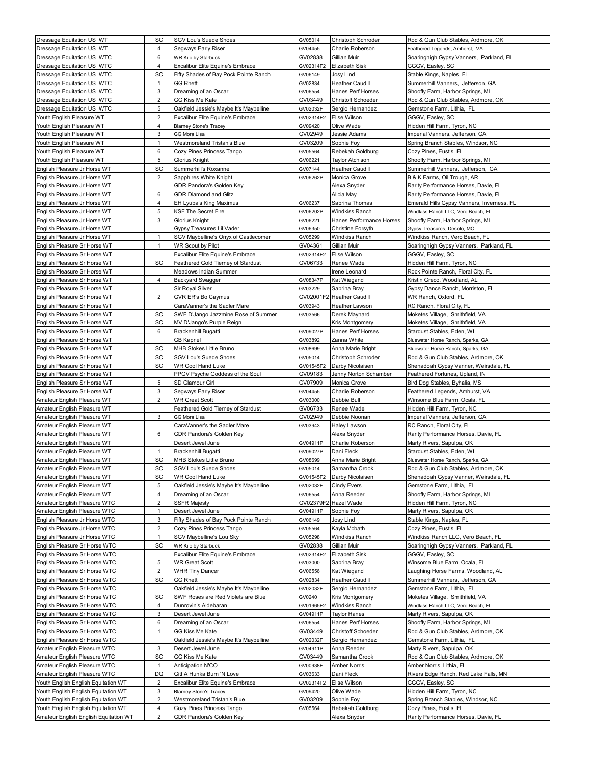| | | | | | |
|---|---|---|---|---|---|
| Dressage Equitation US WT | SC | SGV Lou's Suede Shoes | GV05014 | Christoph Schroder | Rod & Gun Club Stables, Ardmore, OK |
| Dressage Equitation US WT | 4 | Segways Early Riser | GV04455 | Charlie Roberson | Feathered Legends, Amherst, VA |
| Dressage Equitation US WTC | 6 | WR Kilo by Starbuck | GV02838 | Gillian Muir | Soaringhigh Gypsy Vanners, Parkland, FL |
| Dressage Equitation US WTC | 4 | Excalibur Elite Equine's Embrace | GV02314F2 | Elizabeth Sisk | GGGV, Easley, SC |
| Dressage Equitation US WTC | SC | Fifty Shades of Bay Pock Pointe Ranch | GV06149 | Josy Lind | Stable Kings, Naples, FL |
| Dressage Equitation US WTC | 1 | GG Rhett | GV02834 | Heather Caudill | Summerhill Vanners, Jefferson, GA |
| Dressage Equitation US WTC | 3 | Dreaming of an Oscar | GV06554 | Hanes Perf Horses | Shoofly Farm, Harbor Springs, MI |
| Dressage Equitation US WTC | 2 | GG Kiss Me Kate | GV03449 | Christoff Schoeder | Rod & Gun Club Stables, Ardmore, OK |
| Dressage Equitation US WTC | 5 | Oakfield Jessie's Maybe It's Maybelline | GV02032F | Sergio Hernandez | Gemstone Farm, Lithia, FL |
| Youth English Pleasure WT | 2 | Excalibur Elite Equine's Embrace | GV02314F2 | Elise Wilson | GGGV, Easley, SC |
| Youth English Pleasure WT | 4 | Blarney Stone's Tracey | GV09420 | Olive Wade | Hidden Hill Farm, Tyron, NC |
| Youth English Pleasure WT | 3 | GG Mora Lisa | GV02949 | Jessie Adams | Imperial Vanners, Jefferson, GA |
| Youth English Pleasure WT | 1 | Westmoreland Tristan's Blue | GV03209 | Sophie Foy | Spring Branch Stables, Windsor, NC |
| Youth English Pleasure WT | 6 | Cozy Pines Princess Tango | GV05564 | Rebekah Goldburg | Cozy Pines, Eustis, FL |
| Youth English Pleasure WT | 5 | Glorius Knight | GV06221 | Taylor Atchison | Shoofly Farm, Harbor Springs, MI |
| English Pleasure Jr Horse WT | SC | Summerhill's Roxanne | GV07144 | Heather Caudill | Summerhill Vanners, Jefferson, GA |
| English Pleasure Jr Horse WT | 2 | Sapphires White Knight | GV06262P | Monica Grove | B & K Farms, Oil Trough, AR |
| English Pleasure Jr Horse WT | | GDR Pandora's Golden Key | | Alexa Snyder | Rarity Performance Horses, Davie, FL |
| English Pleasure Jr Horse WT | 6 | GDR Diamond and Glitz | | Alicia May | Rarity Performance Horses, Davie, FL |
| English Pleasure Jr Horse WT | 4 | EH Lyuba's King Maximus | GV06237 | Sabrina Thomas | Emerald Hills Gypsy Vanners, Inverness, FL |
| English Pleasure Jr Horse WT | 5 | KSF The Secret Fire | GV06202P | Windkiss Ranch | Windkiss Ranch LLC, Vero Beach, FL |
| English Pleasure Jr Horse WT | 3 | Glorius Knight | GV06221 | Hanes Performance Horses | Shoofly Farm, Harbor Springs, MI |
| English Pleasure Jr Horse WT | | Gypsy Treasures Lil Vader | GV06350 | Christine Forsyth | Gypsy Treasures, Desoto, MO |
| English Pleasure Jr Horse WT | 1 | SGV Maybelline's Onyx of Castlecomer | GV05299 | Windkiss Ranch | Windkiss Ranch, Vero Beach, FL |
| English Pleasure Sr Horse WT | 1 | WR Scout by Pilot | GV04361 | Gillian Muir | Soaringhigh Gypsy Vanners, Parkland, FL |
| English Pleasure Sr Horse WT | | Excalibur Elite Equine's Embrace | GV02314F2 | Elise Wilson | GGGV, Easley, SC |
| English Pleasure Sr Horse WT | SC | Feathered Gold Tierney of Stardust | GV06733 | Renee Wade | Hidden Hill Farm, Tyron, NC |
| English Pleasure Sr Horse WT | | Meadows Indian Summer | | Irene Leonard | Rock Pointe Ranch, Floral City, FL |
| English Pleasure Sr Horse WT | 4 | Backyard Swagger | GV08347P | Kat Wiegand | Kristin Greco, Woodland, AL |
| English Pleasure Sr Horse WT | | Sir Royal Silver | GV03229 | Sabrina Bray | Gypsy Dance Ranch, Morriston, FL |
| English Pleasure Sr Horse WT | 2 | GVR ER's Bo Caymus | GV02001F2 | Heather Caudill | WR Ranch, Oxford, FL |
| English Pleasure Sr Horse WT | | CaraVanner's the Sadler Mare | GV03943 | Heather Lawson | RC Ranch, Floral City, FL |
| English Pleasure Sr Horse WT | SC | SWF D'Jango Jazzmine Rose of Summer | GV03566 | Derek Maynard | Moketes Village, Smithfield, VA |
| English Pleasure Sr Horse WT | SC | MV D'Jango's Purple Reign | | Kris Montgomery | Moketes Village, Smithfield, VA |
| English Pleasure Sr Horse WT | 6 | Brackenhill Bugatti | GV09027P | Hanes Perf Horses | Stardust Stables, Eden, WI |
| English Pleasure Sr Horse WT | | GB Kapriel | GV03892 | Zanna White | Bluewater Horse Ranch, Sparks, GA |
| English Pleasure Sr Horse WT | SC | MHB Stokes Little Bruno | GV08699 | Anna Marie Bright | Bluewater Horse Ranch, Sparks, GA |
| English Pleasure Sr Horse WT | SC | SGV Lou's Suede Shoes | GV05014 | Christoph Schroder | Rod & Gun Club Stables, Ardmore, OK |
| English Pleasure Sr Horse WT | SC | WR Cool Hand Luke | GV01545F2 | Darby Nicolaisen | Shenadoah Gypsy Vanner, Weirsdale, FL |
| English Pleasure Sr Horse WT | | PPGV Psyche Goddess of the Soul | GV09183 | Jenny Norton Schamber | Feathered Fortunes, Upland, IN |
| English Pleasure Sr Horse WT | 5 | SD Glamour Girl | GV07909 | Monica Grove | Bird Dog Stables, Byhalia, MS |
| English Pleasure Sr Horse WT | 3 | Segways Early Riser | GV04455 | Charlie Roberson | Feathered Legends, Amhurst, VA |
| Amateur English Pleasure WT | 2 | WR Great Scott | GV03000 | Debbie Bull | Winsome Blue Farm, Ocala, FL |
| Amateur English Pleasure WT | | Feathered Gold Tierney of Stardust | GV06733 | Renee Wade | Hidden Hill Farm, Tyron, NC |
| Amateur English Pleasure WT | 3 | GG Mora Lisa | GV02949 | Debbie Noonan | Imperial Vanners, Jefferson, GA |
| Amateur English Pleasure WT | | CaraVanner's the Sadler Mare | GV03943 | Haley Lawson | RC Ranch, Floral City, FL |
| Amateur English Pleasure WT | 6 | GDR Pandora's Golden Key | | Alexa Snyder | Rarity Performance Horses, Davie, FL |
| Amateur English Pleasure WT | | Desert Jewel June | GV04911P | Charlie Roberson | Marty Rivers, Sapulpa, OK |
| Amateur English Pleasure WT | 1 | Brackenhill Bugatti | GV09027P | Dani Fleck | Stardust Stables, Eden, WI |
| Amateur English Pleasure WT | SC | MHB Stokes Little Bruno | GV08699 | Anna Marie Bright | Bluewater Horse Ranch, Sparks, GA |
| Amateur English Pleasure WT | SC | SGV Lou's Suede Shoes | GV05014 | Samantha Crook | Rod & Gun Club Stables, Ardmore, OK |
| Amateur English Pleasure WT | SC | WR Cool Hand Luke | GV01545F2 | Darby Nicolaisen | Shenadoah Gypsy Vanner, Weirsdale, FL |
| Amateur English Pleasure WT | 5 | Oakfield Jessie's Maybe It's Maybelline | GV02032F | Cindy Evers | Gemstone Farm, Lithia, FL |
| Amateur English Pleasure WT | 4 | Dreaming of an Oscar | GV06554 | Anna Reeder | Shoofly Farm, Harbor Springs, MI |
| Amateur English Pleasure WTC | 2 | SSFR Majesty | GV02379F2 | Hazel Wade | Hidden Hill Farm, Tyron, NC |
| Amateur English Pleasure WTC | 1 | Desert Jewel June | GV04911P | Sophie Foy | Marty Rivers, Sapulpa, OK |
| English Pleasure Jr Horse WTC | 3 | Fifty Shades of Bay Pock Pointe Ranch | GV06149 | Josy Lind | Stable Kings, Naples, FL |
| English Pleasure Jr Horse WTC | 2 | Cozy Pines Princess Tango | GV05564 | Kayla Mcbath | Cozy Pines, Eustis, FL |
| English Pleasure Jr Horse WTC | 1 | SGV Maybelline's Lou Sky | GV05298 | Windkiss Ranch | Windkiss Ranch LLC, Vero Beach, FL |
| English Pleasure Sr Horse WTC | SC | WR Kilo by Starbuck | GV02838 | Gillian Muir | Soaringhigh Gypsy Vanners, Parkland, FL |
| English Pleasure Sr Horse WTC | | Excalibur Elite Equine's Embrace | GV02314F2 | Elizabeth Sisk | GGGV, Easley, SC |
| English Pleasure Sr Horse WTC | 5 | WR Great Scott | GV03000 | Sabrina Bray | Winsome Blue Farm, Ocala, FL |
| English Pleasure Sr Horse WTC | 2 | WHR Tiny Dancer | GV06556 | Kat Wiegand | Laughing Horse Farms, Woodland, AL |
| English Pleasure Sr Horse WTC | SC | GG Rhett | GV02834 | Heather Caudill | Summerhill Vanners, Jefferson, GA |
| English Pleasure Sr Horse WTC | | Oakfield Jessie's Maybe It's Maybelline | GV02032F | Sergio Hernandez | Gemstone Farm, Lithia, FL |
| English Pleasure Sr Horse WTC | SC | SWF Roses are Red Violets are Blue | GV0240 | Kris Montgomery | Moketes Village, Smithfield, VA |
| English Pleasure Sr Horse WTC | 4 | Dunrovin's Aldebaran | GV01965F2 | Windkiss Ranch | Windkiss Ranch LLC, Vero Beach, FL |
| English Pleasure Sr Horse WTC | 3 | Desert Jewel June | GV04911P | Taylor Hanes | Marty Rivers, Sapulpa, OK |
| English Pleasure Sr Horse WTC | 6 | Dreaming of an Oscar | GV06554 | Hanes Perf Horses | Shoofly Farm, Harbor Springs, MI |
| English Pleasure Sr Horse WTC | 1 | GG Kiss Me Kate | GV03449 | Christoff Schoeder | Rod & Gun Club Stables, Ardmore, OK |
| English Pleasure Sr Horse WTC | | Oakfield Jessie's Maybe It's Maybelline | GV02032F | Sergio Hernandez | Gemstone Farm, Lithia, FL |
| Amateur English Pleasure WTC | 3 | Desert Jewel June | GV04911P | Anna Reeder | Marty Rivers, Sapulpa, OK |
| Amateur English Pleasure WTC | SC | GG Kiss Me Kate | GV03449 | Samantha Crook | Rod & Gun Club Stables, Ardmore, OK |
| Amateur English Pleasure WTC | 1 | Anticipation N'CO | GV00938F | Amber Norris | Amber Norris, Lithia, FL |
| Amateur English Pleasure WTC | DQ | Gitt A Hunka Burn 'N Love | GV03633 | Dani Fleck | Rivers Edge Ranch, Red Lake Falls, MN |
| Youth English English Equitation WT | 2 | Excalibur Elite Equine's Embrace | GV02314F2 | Elise Wilson | GGGV, Easley, SC |
| Youth English English Equitation WT | 3 | Blarney Stone's Tracey | GV09420 | Olive Wade | Hidden Hill Farm, Tyron, NC |
| Youth English English Equitation WT | 2 | Westmoreland Tristan's Blue | GV03209 | Sophie Foy | Spring Branch Stables, Windsor, NC |
| Youth English English Equitation WT | 4 | Cozy Pines Princess Tango | GV05564 | Rebekah Goldburg | Cozy Pines, Eustis, FL |
| Amateur English English Equitation WT | 2 | GDR Pandora's Golden Key | | Alexa Snyder | Rarity Performance Horses, Davie, FL |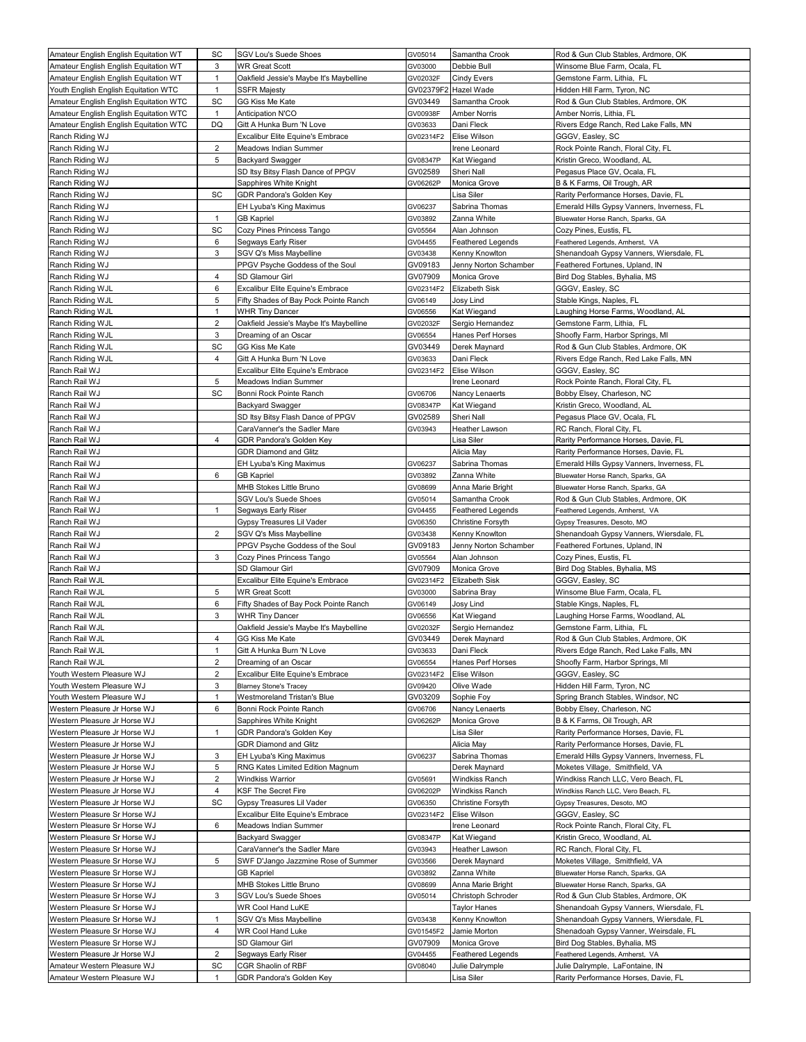| Amateur English English Equitation WT | SC | SGV Lou's Suede Shoes | GV05014 | Samantha Crook | Rod & Gun Club Stables, Ardmore, OK |
|---|---|---|---|---|---|
| Amateur English English Equitation WT | 3 | WR Great Scott | GV03000 | Debbie Bull | Winsome Blue Farm, Ocala, FL |
| Amateur English English Equitation WT | 1 | Oakfield Jessie's Maybe It's Maybelline | GV02032F | Cindy Evers | Gemstone Farm, Lithia, FL |
| Youth English English Equitation WTC | 1 | SSFR Majesty | GV02379F2 | Hazel Wade | Hidden Hill Farm, Tyron, NC |
| Amateur English English Equitation WTC | SC | GG Kiss Me Kate | GV03449 | Samantha Crook | Rod & Gun Club Stables, Ardmore, OK |
| Amateur English English Equitation WTC | 1 | Anticipation N'CO | GV00938F | Amber Norris | Amber Norris, Lithia, FL |
| Amateur English English Equitation WTC | DQ | Gitt A Hunka Burn 'N Love | GV03633 | Dani Fleck | Rivers Edge Ranch, Red Lake Falls, MN |
| Ranch Riding WJ | | Excalibur Elite Equine's Embrace | GV02314F2 | Elise Wilson | GGGV, Easley, SC |
| Ranch Riding WJ | 2 | Meadows Indian Summer | | Irene Leonard | Rock Pointe Ranch, Floral City, FL |
| Ranch Riding WJ | 5 | Backyard Swagger | GV08347P | Kat Wiegand | Kristin Greco, Woodland, AL |
| Ranch Riding WJ | | SD Itsy Bitsy Flash Dance of PPGV | GV02589 | Sheri Nall | Pegasus Place GV, Ocala, FL |
| Ranch Riding WJ | | Sapphires White Knight | GV06262P | Monica Grove | B & K Farms, Oil Trough, AR |
| Ranch Riding WJ | SC | GDR Pandora's Golden Key | | Lisa Siler | Rarity Performance Horses, Davie, FL |
| Ranch Riding WJ | | EH Lyuba's King Maximus | GV06237 | Sabrina Thomas | Emerald Hills Gypsy Vanners, Inverness, FL |
| Ranch Riding WJ | 1 | GB Kapriel | GV03892 | Zanna White | Bluewater Horse Ranch, Sparks, GA |
| Ranch Riding WJ | SC | Cozy Pines Princess Tango | GV05564 | Alan Johnson | Cozy Pines, Eustis, FL |
| Ranch Riding WJ | 6 | Segways Early Riser | GV04455 | Feathered Legends | Feathered Legends, Amherst, VA |
| Ranch Riding WJ | 3 | SGV Q's Miss Maybelline | GV03438 | Kenny Knowlton | Shenandoah Gypsy Vanners, Wiersdale, FL |
| Ranch Riding WJ | | PPGV Psyche Goddess of the Soul | GV09183 | Jenny Norton Schamber | Feathered Fortunes, Upland, IN |
| Ranch Riding WJ | 4 | SD Glamour Girl | GV07909 | Monica Grove | Bird Dog Stables, Byhalia, MS |
| Ranch Riding WJL | 6 | Excalibur Elite Equine's Embrace | GV02314F2 | Elizabeth Sisk | GGGV, Easley, SC |
| Ranch Riding WJL | 5 | Fifty Shades of Bay Pock Pointe Ranch | GV06149 | Josy Lind | Stable Kings, Naples, FL |
| Ranch Riding WJL | 1 | WHR Tiny Dancer | GV06556 | Kat Wiegand | Laughing Horse Farms, Woodland, AL |
| Ranch Riding WJL | 2 | Oakfield Jessie's Maybe It's Maybelline | GV02032F | Sergio Hernandez | Gemstone Farm, Lithia, FL |
| Ranch Riding WJL | 3 | Dreaming of an Oscar | GV06554 | Hanes Perf Horses | Shoofly Farm, Harbor Springs, MI |
| Ranch Riding WJL | SC | GG Kiss Me Kate | GV03449 | Derek Maynard | Rod & Gun Club Stables, Ardmore, OK |
| Ranch Riding WJL | 4 | Gitt A Hunka Burn 'N Love | GV03633 | Dani Fleck | Rivers Edge Ranch, Red Lake Falls, MN |
| Ranch Rail WJ | | Excalibur Elite Equine's Embrace | GV02314F2 | Elise Wilson | GGGV, Easley, SC |
| Ranch Rail WJ | 5 | Meadows Indian Summer | | Irene Leonard | Rock Pointe Ranch, Floral City, FL |
| Ranch Rail WJ | SC | Bonni Rock Pointe Ranch | GV06706 | Nancy Lenaerts | Bobby Elsey, Charleson, NC |
| Ranch Rail WJ | | Backyard Swagger | GV08347P | Kat Wiegand | Kristin Greco, Woodland, AL |
| Ranch Rail WJ | | SD Itsy Bitsy Flash Dance of PPGV | GV02589 | Sheri Nall | Pegasus Place GV, Ocala, FL |
| Ranch Rail WJ | | CaraVanner's the Sadler Mare | GV03943 | Heather Lawson | RC Ranch, Floral City, FL |
| Ranch Rail WJ | 4 | GDR Pandora's Golden Key | | Lisa Siler | Rarity Performance Horses, Davie, FL |
| Ranch Rail WJ | | GDR Diamond and Glitz | | Alicia May | Rarity Performance Horses, Davie, FL |
| Ranch Rail WJ | | EH Lyuba's King Maximus | GV06237 | Sabrina Thomas | Emerald Hills Gypsy Vanners, Inverness, FL |
| Ranch Rail WJ | 6 | GB Kapriel | GV03892 | Zanna White | Bluewater Horse Ranch, Sparks, GA |
| Ranch Rail WJ | | MHB Stokes Little Bruno | GV08699 | Anna Marie Bright | Bluewater Horse Ranch, Sparks, GA |
| Ranch Rail WJ | | SGV Lou's Suede Shoes | GV05014 | Samantha Crook | Rod & Gun Club Stables, Ardmore, OK |
| Ranch Rail WJ | 1 | Segways Early Riser | GV04455 | Feathered Legends | Feathered Legends, Amherst, VA |
| Ranch Rail WJ | | Gypsy Treasures Lil Vader | GV06350 | Christine Forsyth | Gypsy Treasures, Desoto, MO |
| Ranch Rail WJ | 2 | SGV Q's Miss Maybelline | GV03438 | Kenny Knowlton | Shenandoah Gypsy Vanners, Wiersdale, FL |
| Ranch Rail WJ | | PPGV Psyche Goddess of the Soul | GV09183 | Jenny Norton Schamber | Feathered Fortunes, Upland, IN |
| Ranch Rail WJ | 3 | Cozy Pines Princess Tango | GV05564 | Alan Johnson | Cozy Pines, Eustis, FL |
| Ranch Rail WJ | | SD Glamour Girl | GV07909 | Monica Grove | Bird Dog Stables, Byhalia, MS |
| Ranch Rail WJL | | Excalibur Elite Equine's Embrace | GV02314F2 | Elizabeth Sisk | GGGV, Easley, SC |
| Ranch Rail WJL | 5 | WR Great Scott | GV03000 | Sabrina Bray | Winsome Blue Farm, Ocala, FL |
| Ranch Rail WJL | 6 | Fifty Shades of Bay Pock Pointe Ranch | GV06149 | Josy Lind | Stable Kings, Naples, FL |
| Ranch Rail WJL | 3 | WHR Tiny Dancer | GV06556 | Kat Wiegand | Laughing Horse Farms, Woodland, AL |
| Ranch Rail WJL | | Oakfield Jessie's Maybe It's Maybelline | GV02032F | Sergio Hernandez | Gemstone Farm, Lithia, FL |
| Ranch Rail WJL | 4 | GG Kiss Me Kate | GV03449 | Derek Maynard | Rod & Gun Club Stables, Ardmore, OK |
| Ranch Rail WJL | 1 | Gitt A Hunka Burn 'N Love | GV03633 | Dani Fleck | Rivers Edge Ranch, Red Lake Falls, MN |
| Ranch Rail WJL | 2 | Dreaming of an Oscar | GV06554 | Hanes Perf Horses | Shoofly Farm, Harbor Springs, MI |
| Youth Western Pleasure WJ | 2 | Excalibur Elite Equine's Embrace | GV02314F2 | Elise Wilson | GGGV, Easley, SC |
| Youth Western Pleasure WJ | 3 | Blarney Stone's Tracey | GV09420 | Olive Wade | Hidden Hill Farm, Tyron, NC |
| Youth Western Pleasure WJ | 1 | Westmoreland Tristan's Blue | GV03209 | Sophie Foy | Spring Branch Stables, Windsor, NC |
| Western Pleasure Jr Horse WJ | 6 | Bonni Rock Pointe Ranch | GV06706 | Nancy Lenaerts | Bobby Elsey, Charleson, NC |
| Western Pleasure Jr Horse WJ | | Sapphires White Knight | GV06262P | Monica Grove | B & K Farms, Oil Trough, AR |
| Western Pleasure Jr Horse WJ | 1 | GDR Pandora's Golden Key | | Lisa Siler | Rarity Performance Horses, Davie, FL |
| Western Pleasure Jr Horse WJ | | GDR Diamond and Glitz | | Alicia May | Rarity Performance Horses, Davie, FL |
| Western Pleasure Jr Horse WJ | 3 | EH Lyuba's King Maximus | GV06237 | Sabrina Thomas | Emerald Hills Gypsy Vanners, Inverness, FL |
| Western Pleasure Jr Horse WJ | 5 | RNG Kates Limited Edition Magnum | | Derek Maynard | Moketes Village, Smithfield, VA |
| Western Pleasure Jr Horse WJ | 2 | Windkiss Warrior | GV05691 | Windkiss Ranch | Windkiss Ranch LLC, Vero Beach, FL |
| Western Pleasure Jr Horse WJ | 4 | KSF The Secret Fire | GV06202P | Windkiss Ranch | Windkiss Ranch LLC, Vero Beach, FL |
| Western Pleasure Jr Horse WJ | SC | Gypsy Treasures Lil Vader | GV06350 | Christine Forsyth | Gypsy Treasures, Desoto, MO |
| Western Pleasure Sr Horse WJ | | Excalibur Elite Equine's Embrace | GV02314F2 | Elise Wilson | GGGV, Easley, SC |
| Western Pleasure Sr Horse WJ | 6 | Meadows Indian Summer | | Irene Leonard | Rock Pointe Ranch, Floral City, FL |
| Western Pleasure Sr Horse WJ | | Backyard Swagger | GV08347P | Kat Wiegand | Kristin Greco, Woodland, AL |
| Western Pleasure Sr Horse WJ | | CaraVanner's the Sadler Mare | GV03943 | Heather Lawson | RC Ranch, Floral City, FL |
| Western Pleasure Sr Horse WJ | 5 | SWF D'Jango Jazzmine Rose of Summer | GV03566 | Derek Maynard | Moketes Village, Smithfield, VA |
| Western Pleasure Sr Horse WJ | | GB Kapriel | GV03892 | Zanna White | Bluewater Horse Ranch, Sparks, GA |
| Western Pleasure Sr Horse WJ | | MHB Stokes Little Bruno | GV08699 | Anna Marie Bright | Bluewater Horse Ranch, Sparks, GA |
| Western Pleasure Sr Horse WJ | 3 | SGV Lou's Suede Shoes | GV05014 | Christoph Schroder | Rod & Gun Club Stables, Ardmore, OK |
| Western Pleasure Sr Horse WJ | | WR Cool Hand LuKE | | Taylor Hanes | Shenandoah Gypsy Vanners, Wiersdale, FL |
| Western Pleasure Sr Horse WJ | 1 | SGV Q's Miss Maybelline | GV03438 | Kenny Knowlton | Shenandoah Gypsy Vanners, Wiersdale, FL |
| Western Pleasure Sr Horse WJ | 4 | WR Cool Hand Luke | GV01545F2 | Jamie Morton | Shenadoah Gypsy Vanner, Weirsdale, FL |
| Western Pleasure Sr Horse WJ | | SD Glamour Girl | GV07909 | Monica Grove | Bird Dog Stables, Byhalia, MS |
| Western Pleasure Sr Horse WJ | 2 | Segways Early Riser | GV04455 | Feathered Legends | Feathered Legends, Amherst, VA |
| Amateur Western Pleasure WJ | SC | CGR Shaolin of RBF | GV08040 | Julie Dalrymple | Julie Dalrymple, LaFontaine, IN |
| Amateur Western Pleasure WJ | 1 | GDR Pandora's Golden Key | | Lisa Siler | Rarity Performance Horses, Davie, FL |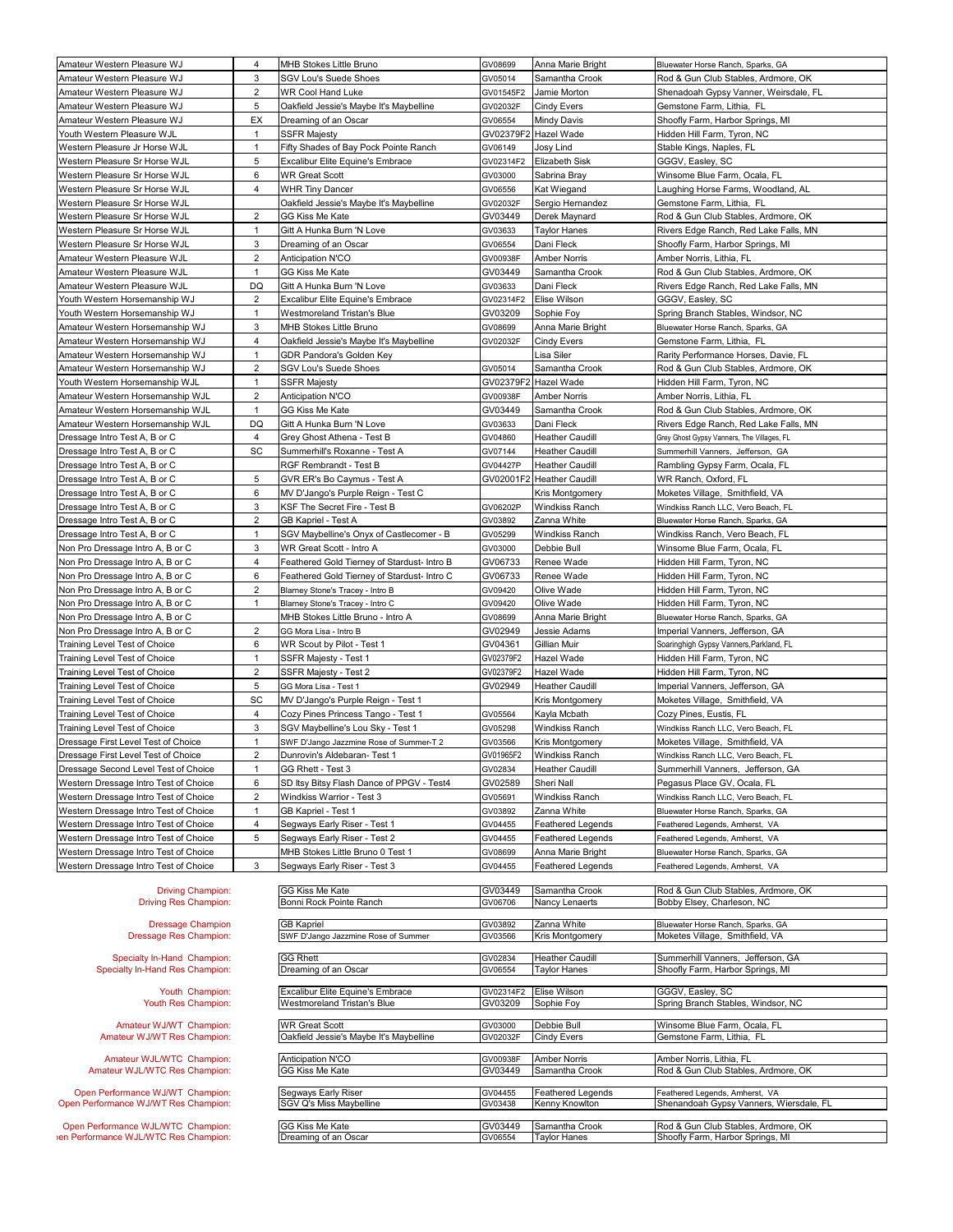| | | | | | |
|---|---|---|---|---|---|
| Amateur Western Pleasure WJ | 4 | MHB Stokes Little Bruno | GV08699 | Anna Marie Bright | Bluewater Horse Ranch, Sparks, GA |
| Amateur Western Pleasure WJ | 3 | SGV Lou's Suede Shoes | GV05014 | Samantha Crook | Rod & Gun Club Stables, Ardmore, OK |
| Amateur Western Pleasure WJ | 2 | WR Cool Hand Luke | GV01545F2 | Jamie Morton | Shenadoah Gypsy Vanner, Weirsdale, FL |
| Amateur Western Pleasure WJ | 5 | Oakfield Jessie's Maybe It's Maybelline | GV02032F | Cindy Evers | Gemstone Farm, Lithia, FL |
| Amateur Western Pleasure WJ | EX | Dreaming of an Oscar | GV06554 | Mindy Davis | Shoofly Farm, Harbor Springs, MI |
| Youth Western Pleasure WJL | 1 | SSFR Majesty | GV02379F2 | Hazel Wade | Hidden Hill Farm, Tyron, NC |
| Western Pleasure Jr Horse WJL | 1 | Fifty Shades of Bay Pock Pointe Ranch | GV06149 | Josy Lind | Stable Kings, Naples, FL |
| Western Pleasure Sr Horse WJL | 5 | Excalibur Elite Equine's Embrace | GV02314F2 | Elizabeth Sisk | GGGV, Easley, SC |
| Western Pleasure Sr Horse WJL | 6 | WR Great Scott | GV03000 | Sabrina Bray | Winsome Blue Farm, Ocala, FL |
| Western Pleasure Sr Horse WJL | 4 | WHR Tiny Dancer | GV06556 | Kat Wiegand | Laughing Horse Farms, Woodland, AL |
| Western Pleasure Sr Horse WJL | | Oakfield Jessie's Maybe It's Maybelline | GV02032F | Sergio Hernandez | Gemstone Farm, Lithia, FL |
| Western Pleasure Sr Horse WJL | 2 | GG Kiss Me Kate | GV03449 | Derek Maynard | Rod & Gun Club Stables, Ardmore, OK |
| Western Pleasure Sr Horse WJL | 1 | Gitt A Hunka Burn 'N Love | GV03633 | Taylor Hanes | Rivers Edge Ranch, Red Lake Falls, MN |
| Western Pleasure Sr Horse WJL | 3 | Dreaming of an Oscar | GV06554 | Dani Fleck | Shoofly Farm, Harbor Springs, MI |
| Amateur Western Pleasure WJL | 2 | Anticipation N'CO | GV00938F | Amber Norris | Amber Norris, Lithia, FL |
| Amateur Western Pleasure WJL | 1 | GG Kiss Me Kate | GV03449 | Samantha Crook | Rod & Gun Club Stables, Ardmore, OK |
| Amateur Western Pleasure WJL | DQ | Gitt A Hunka Burn 'N Love | GV03633 | Dani Fleck | Rivers Edge Ranch, Red Lake Falls, MN |
| Youth Western Horsemanship WJ | 2 | Excalibur Elite Equine's Embrace | GV02314F2 | Elise Wilson | GGGV, Easley, SC |
| Youth Western Horsemanship WJ | 1 | Westmoreland Tristan's Blue | GV03209 | Sophie Foy | Spring Branch Stables, Windsor, NC |
| Amateur Western Horsemanship WJ | 3 | MHB Stokes Little Bruno | GV08699 | Anna Marie Bright | Bluewater Horse Ranch, Sparks, GA |
| Amateur Western Horsemanship WJ | 4 | Oakfield Jessie's Maybe It's Maybelline | GV02032F | Cindy Evers | Gemstone Farm, Lithia, FL |
| Amateur Western Horsemanship WJ | 1 | GDR Pandora's Golden Key | | Lisa Siler | Rarity Performance Horses, Davie, FL |
| Amateur Western Horsemanship WJ | 2 | SGV Lou's Suede Shoes | GV05014 | Samantha Crook | Rod & Gun Club Stables, Ardmore, OK |
| Youth Western Horsemanship WJL | 1 | SSFR Majesty | GV02379F2 | Hazel Wade | Hidden Hill Farm, Tyron, NC |
| Amateur Western Horsemanship WJL | 2 | Anticipation N'CO | GV00938F | Amber Norris | Amber Norris, Lithia, FL |
| Amateur Western Horsemanship WJL | 1 | GG Kiss Me Kate | GV03449 | Samantha Crook | Rod & Gun Club Stables, Ardmore, OK |
| Amateur Western Horsemanship WJL | DQ | Gitt A Hunka Burn 'N Love | GV03633 | Dani Fleck | Rivers Edge Ranch, Red Lake Falls, MN |
| Dressage Intro Test A, B or C | 4 | Grey Ghost Athena - Test B | GV04860 | Heather Caudill | Grey Ghost Gypsy Vanners, The Villages, FL |
| Dressage Intro Test A, B or C | SC | Summerhill's Roxanne - Test A | GV07144 | Heather Caudill | Summerhill Vanners, Jefferson, GA |
| Dressage Intro Test A, B or C | | RGF Rembrandt - Test B | GV04427P | Heather Caudill | Rambling Gypsy Farm, Ocala, FL |
| Dressage Intro Test A, B or C | 5 | GVR ER's Bo Caymus - Test A | GV02001F2 | Heather Caudill | WR Ranch, Oxford, FL |
| Dressage Intro Test A, B or C | 6 | MV D'Jango's Purple Reign - Test C | | Kris Montgomery | Moketes Village, Smithfield, VA |
| Dressage Intro Test A, B or C | 3 | KSF The Secret Fire - Test B | GV06202P | Windkiss Ranch | Windkiss Ranch LLC, Vero Beach, FL |
| Dressage Intro Test A, B or C | 2 | GB Kapriel - Test A | GV03892 | Zanna White | Bluewater Horse Ranch, Sparks, GA |
| Dressage Intro Test A, B or C | 1 | SGV Maybelline's Onyx of Castlecomer - B | GV05299 | Windkiss Ranch | Windkiss Ranch, Vero Beach, FL |
| Non Pro Dressage Intro A, B or C | 3 | WR Great Scott - Intro A | GV03000 | Debbie Bull | Winsome Blue Farm, Ocala, FL |
| Non Pro Dressage Intro A, B or C | 4 | Feathered Gold Tierney of Stardust- Intro B | GV06733 | Renee Wade | Hidden Hill Farm, Tyron, NC |
| Non Pro Dressage Intro A, B or C | 6 | Feathered Gold Tierney of Stardust- Intro C | GV06733 | Renee Wade | Hidden Hill Farm, Tyron, NC |
| Non Pro Dressage Intro A, B or C | 2 | Blarney Stone's Tracey - Intro B | GV09420 | Olive Wade | Hidden Hill Farm, Tyron, NC |
| Non Pro Dressage Intro A, B or C | 1 | Blarney Stone's Tracey - Intro C | GV09420 | Olive Wade | Hidden Hill Farm, Tyron, NC |
| Non Pro Dressage Intro A, B or C | | MHB Stokes Little Bruno - Intro A | GV08699 | Anna Marie Bright | Bluewater Horse Ranch, Sparks, GA |
| Non Pro Dressage Intro A, B or C | 2 | GG Mora Lisa - Intro B | GV02949 | Jessie Adams | Imperial Vanners, Jefferson, GA |
| Training Level Test of Choice | 6 | WR Scout by Pilot - Test 1 | GV04361 | Gillian Muir | Soaringhigh Gypsy Vanners,Parkland, FL |
| Training Level Test of Choice | 1 | SSFR Majesty - Test 1 | GV02379F2 | Hazel Wade | Hidden Hill Farm, Tyron, NC |
| Training Level Test of Choice | 2 | SSFR Majesty - Test 2 | GV02379F2 | Hazel Wade | Hidden Hill Farm, Tyron, NC |
| Training Level Test of Choice | 5 | GG Mora Lisa - Test 1 | GV02949 | Heather Caudill | Imperial Vanners, Jefferson, GA |
| Training Level Test of Choice | SC | MV D'Jango's Purple Reign - Test 1 | | Kris Montgomery | Moketes Village, Smithfield, VA |
| Training Level Test of Choice | 4 | Cozy Pines Princess Tango - Test 1 | GV05564 | Kayla Mcbath | Cozy Pines, Eustis, FL |
| Training Level Test of Choice | 3 | SGV Maybelline's Lou Sky - Test 1 | GV05298 | Windkiss Ranch | Windkiss Ranch LLC, Vero Beach, FL |
| Dressage First Level Test of Choice | 1 | SWF D'Jango Jazzmine Rose of Summer-T 2 | GV03566 | Kris Montgomery | Moketes Village, Smithfield, VA |
| Dressage First Level Test of Choice | 2 | Dunrovin's Aldebaran- Test 1 | GV01965F2 | Windkiss Ranch | Windkiss Ranch LLC, Vero Beach, FL |
| Dressage Second Level Test of Choice | 1 | GG Rhett - Test 3 | GV02834 | Heather Caudill | Summerhill Vanners, Jefferson, GA |
| Western Dressage Intro Test of Choice | 6 | SD Itsy Bitsy Flash Dance of PPGV - Test4 | GV02589 | Sheri Nall | Pegasus Place GV, Ocala, FL |
| Western Dressage Intro Test of Choice | 2 | Windkiss Warrior - Test 3 | GV05691 | Windkiss Ranch | Windkiss Ranch LLC, Vero Beach, FL |
| Western Dressage Intro Test of Choice | 1 | GB Kapriel - Test 1 | GV03892 | Zanna White | Bluewater Horse Ranch, Sparks, GA |
| Western Dressage Intro Test of Choice | 4 | Segways Early Riser - Test 1 | GV04455 | Feathered Legends | Feathered Legends, Amherst, VA |
| Western Dressage Intro Test of Choice | 5 | Segways Early Riser - Test 2 | GV04455 | Feathered Legends | Feathered Legends, Amherst, VA |
| Western Dressage Intro Test of Choice | | MHB Stokes Little Bruno 0 Test 1 | GV08699 | Anna Marie Bright | Bluewater Horse Ranch, Sparks, GA |
| Western Dressage Intro Test of Choice | 3 | Segways Early Riser - Test 3 | GV04455 | Feathered Legends | Feathered Legends, Amherst, VA |

| | | | | |
|---|---|---|---|---|
| Driving Champion: | GG Kiss Me Kate | GV03449 | Samantha Crook | Rod & Gun Club Stables, Ardmore, OK |
| Driving Res Champion: | Bonni Rock Pointe Ranch | GV06706 | Nancy Lenaerts | Bobby Elsey, Charleson, NC |
| Dressage Champion | GB Kapriel | GV03892 | Zanna White | Bluewater Horse Ranch, Sparks, GA |
| Dressage Res Champion: | SWF D'Jango Jazzmine Rose of Summer | GV03566 | Kris Montgomery | Moketes Village, Smithfield, VA |
| Specialty In-Hand Champion: | GG Rhett | GV02834 | Heather Caudill | Summerhill Vanners, Jefferson, GA |
| Specialty In-Hand Res Champion: | Dreaming of an Oscar | GV06554 | Taylor Hanes | Shoofly Farm, Harbor Springs, MI |
| Youth Champion: | Excalibur Elite Equine's Embrace | GV02314F2 | Elise Wilson | GGGV, Easley, SC |
| Youth Res Champion: | Westmoreland Tristan's Blue | GV03209 | Sophie Foy | Spring Branch Stables, Windsor, NC |
| Amateur WJ/WT Champion: | WR Great Scott | GV03000 | Debbie Bull | Winsome Blue Farm, Ocala, FL |
| Amateur WJ/WT Res Champion: | Oakfield Jessie's Maybe It's Maybelline | GV02032F | Cindy Evers | Gemstone Farm, Lithia, FL |
| Amateur WJL/WTC Champion: | Anticipation N'CO | GV00938F | Amber Norris | Amber Norris, Lithia, FL |
| Amateur WJL/WTC Res Champion: | GG Kiss Me Kate | GV03449 | Samantha Crook | Rod & Gun Club Stables, Ardmore, OK |
| Open Performance WJ/WT Champion: | Segways Early Riser | GV04455 | Feathered Legends | Feathered Legends, Amherst, VA |
| Open Performance WJ/WT Res Champion: | SGV Q's Miss Maybelline | GV03438 | Kenny Knowlton | Shenandoah Gypsy Vanners, Wiersdale, FL |
| Open Performance WJL/WTC Champion: | GG Kiss Me Kate | GV03449 | Samantha Crook | Rod & Gun Club Stables, Ardmore, OK |
| Open Performance WJL/WTC Res Champion: | Dreaming of an Oscar | GV06554 | Taylor Hanes | Shoofly Farm, Harbor Springs, MI |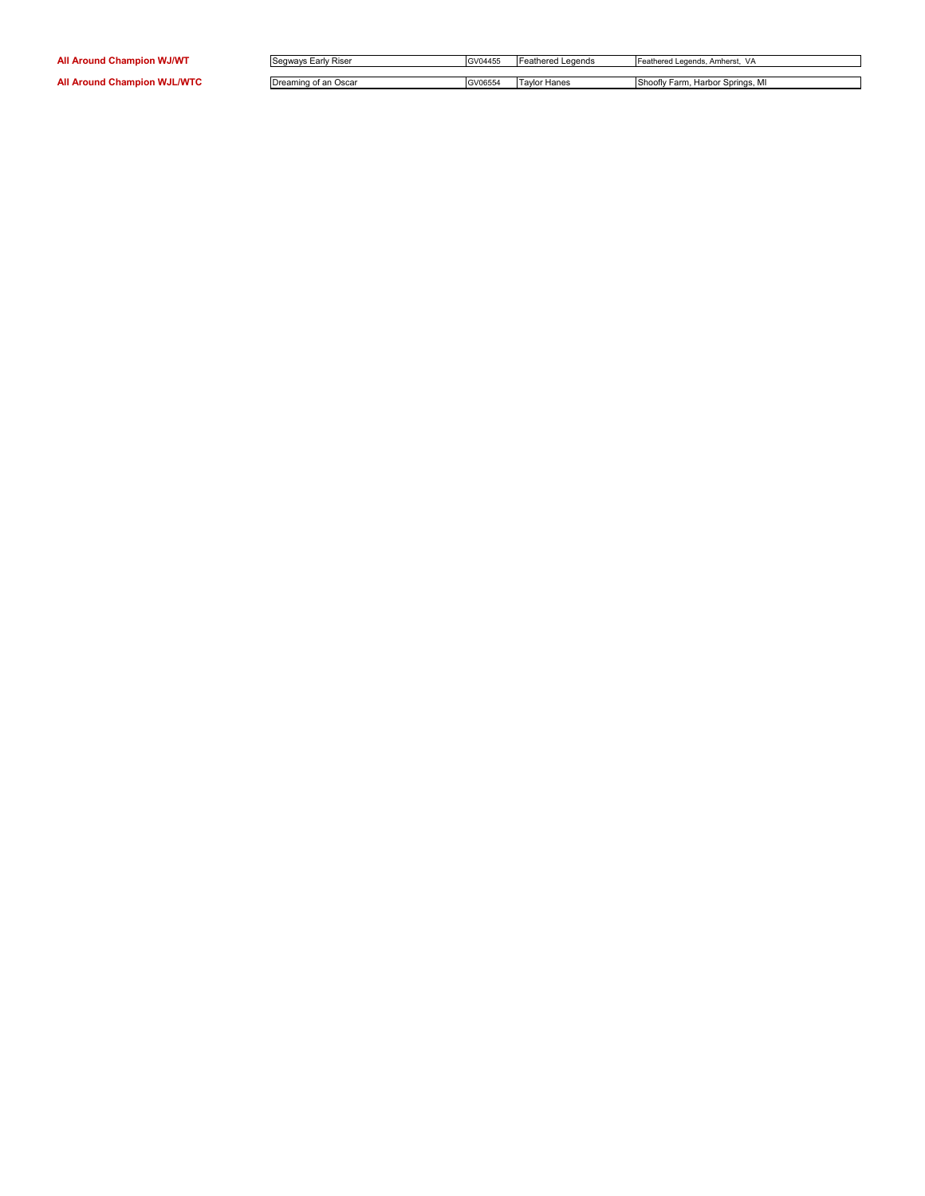| | | | | |
|---|---|---|---|---|
| **All Around Champion WJ/WT** | Segways Early Riser | GV04455 | Feathered Legends | Feathered Legends, Amherst, VA |
| **All Around Champion WJL/WTC** | Dreaming of an Oscar | GV06554 | Taylor Hanes | Shoofly Farm, Harbor Springs, MI |